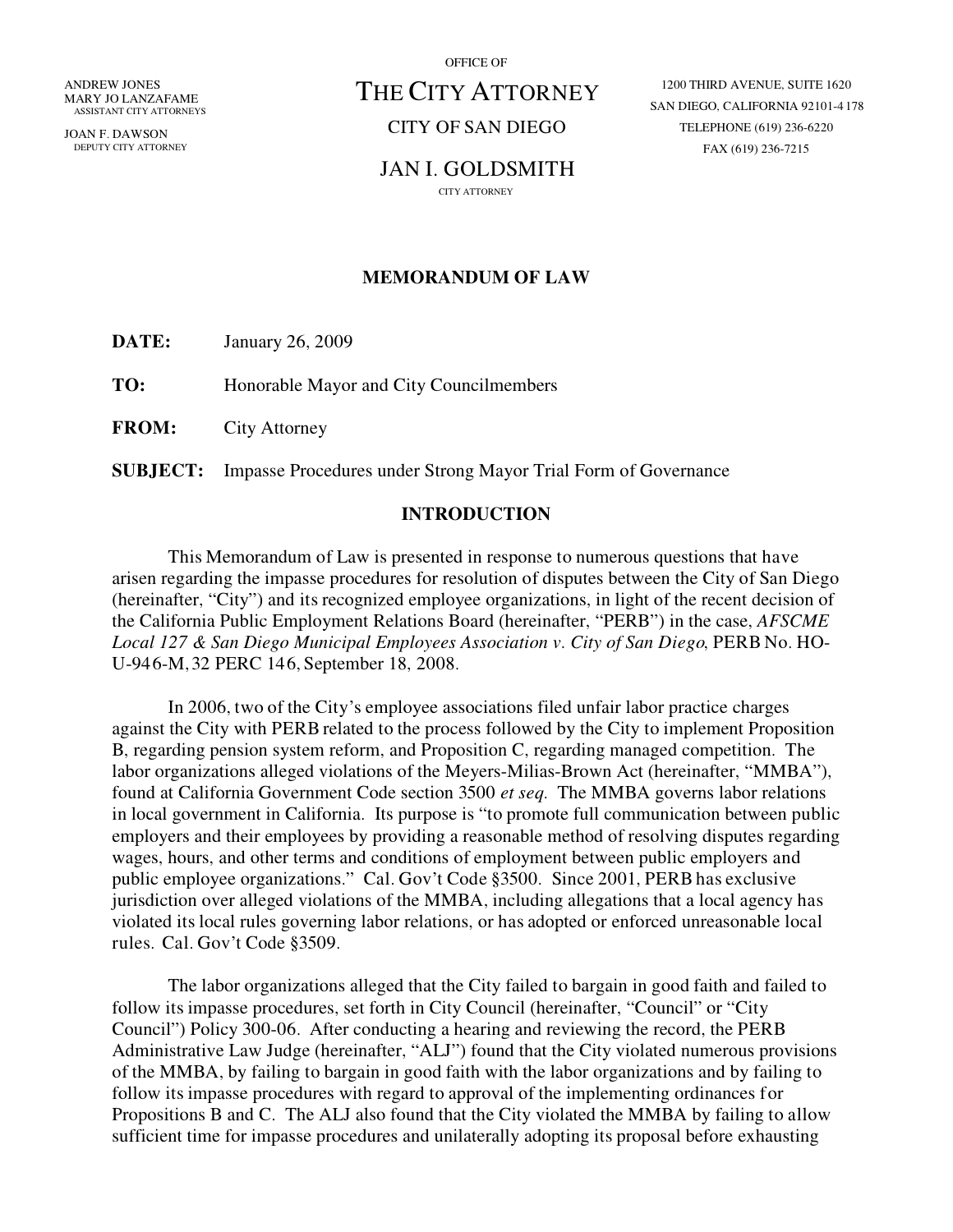ANDREW JONES
MARY JO LANZAFAME
ASSISTANT CITY ATTORNEYS

JOAN F. DAWSON
DEPUTY CITY ATTORNEY

OFFICE OF

# THE CITY ATTORNEY

CITY OF SAN DIEGO

JAN I. GOLDSMITH
CITY ATTORNEY

1200 THIRD AVENUE, SUITE 1620
SAN DIEGO, CALIFORNIA 92101-4178
TELEPHONE (619) 236-6220
FAX (619) 236-7215

## MEMORANDUM OF LAW

**DATE:** January 26, 2009

**TO:** Honorable Mayor and City Councilmembers

**FROM:** City Attorney

**SUBJECT:** Impasse Procedures under Strong Mayor Trial Form of Governance

### INTRODUCTION

This Memorandum of Law is presented in response to numerous questions that have arisen regarding the impasse procedures for resolution of disputes between the City of San Diego (hereinafter, "City") and its recognized employee organizations, in light of the recent decision of the California Public Employment Relations Board (hereinafter, "PERB") in the case, *AFSCME Local 127 & San Diego Municipal Employees Association v. City of San Diego*, PERB No. HO-U-946-M, 32 PERC 146, September 18, 2008.

In 2006, two of the City's employee associations filed unfair labor practice charges against the City with PERB related to the process followed by the City to implement Proposition B, regarding pension system reform, and Proposition C, regarding managed competition. The labor organizations alleged violations of the Meyers-Milias-Brown Act (hereinafter, "MMBA"), found at California Government Code section 3500 *et seq.* The MMBA governs labor relations in local government in California. Its purpose is "to promote full communication between public employers and their employees by providing a reasonable method of resolving disputes regarding wages, hours, and other terms and conditions of employment between public employers and public employee organizations." Cal. Gov't Code §3500. Since 2001, PERB has exclusive jurisdiction over alleged violations of the MMBA, including allegations that a local agency has violated its local rules governing labor relations, or has adopted or enforced unreasonable local rules. Cal. Gov't Code §3509.

The labor organizations alleged that the City failed to bargain in good faith and failed to follow its impasse procedures, set forth in City Council (hereinafter, "Council" or "City Council") Policy 300-06. After conducting a hearing and reviewing the record, the PERB Administrative Law Judge (hereinafter, "ALJ") found that the City violated numerous provisions of the MMBA, by failing to bargain in good faith with the labor organizations and by failing to follow its impasse procedures with regard to approval of the implementing ordinances for Propositions B and C. The ALJ also found that the City violated the MMBA by failing to allow sufficient time for impasse procedures and unilaterally adopting its proposal before exhausting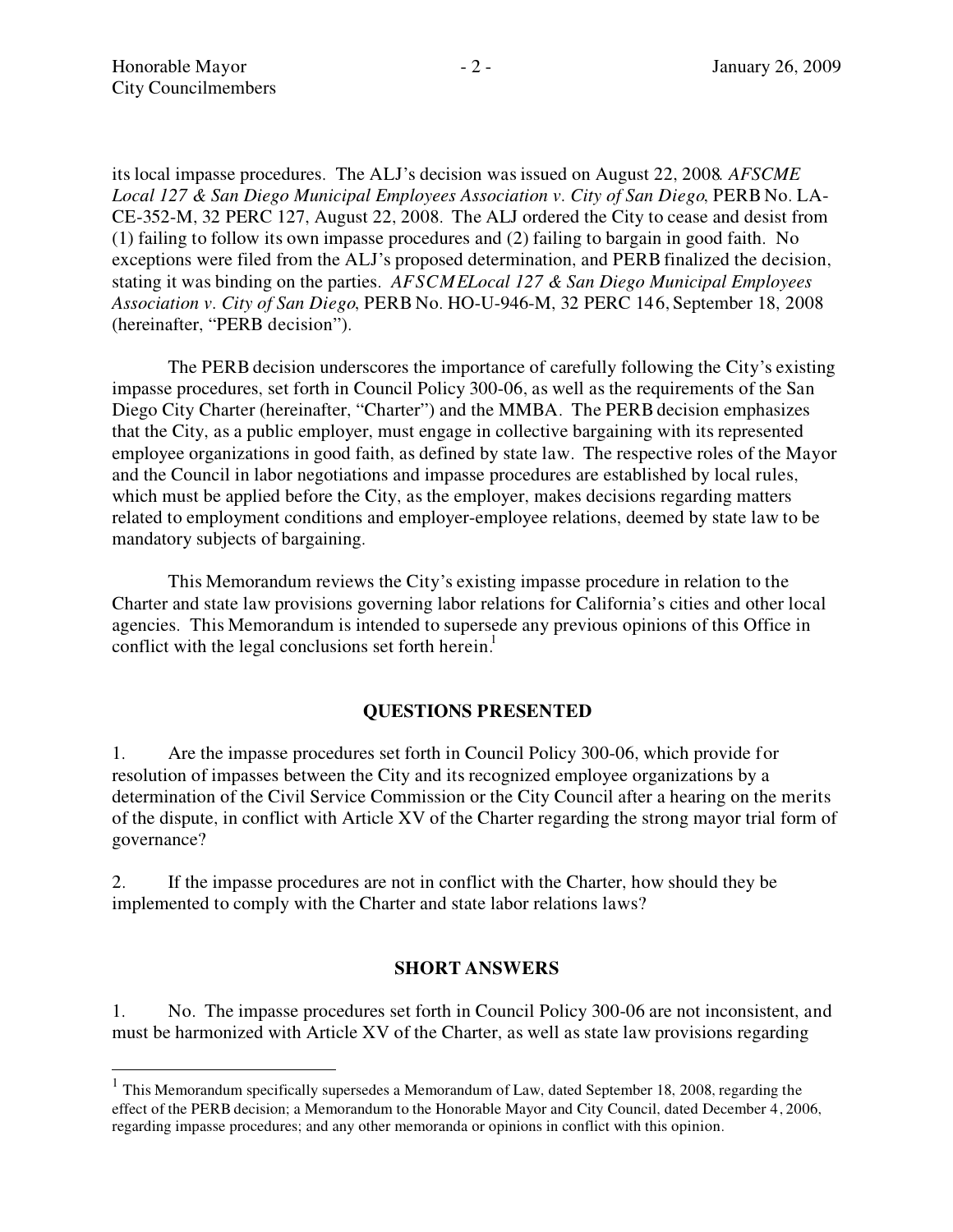its local impasse procedures. The ALJ's decision was issued on August 22, 2008. *AFSCME Local 127 & San Diego Municipal Employees Association v. City of San Diego*, PERB No. LA-CE-352-M, 32 PERC 127, August 22, 2008. The ALJ ordered the City to cease and desist from (1) failing to follow its own impasse procedures and (2) failing to bargain in good faith. No exceptions were filed from the ALJ's proposed determination, and PERB finalized the decision, stating it was binding on the parties. *AFSCMELocal 127 & San Diego Municipal Employees Association v. City of San Diego*, PERB No. HO-U-946-M, 32 PERC 146, September 18, 2008 (hereinafter, "PERB decision").

The PERB decision underscores the importance of carefully following the City's existing impasse procedures, set forth in Council Policy 300-06, as well as the requirements of the San Diego City Charter (hereinafter, "Charter") and the MMBA. The PERB decision emphasizes that the City, as a public employer, must engage in collective bargaining with its represented employee organizations in good faith, as defined by state law. The respective roles of the Mayor and the Council in labor negotiations and impasse procedures are established by local rules, which must be applied before the City, as the employer, makes decisions regarding matters related to employment conditions and employer-employee relations, deemed by state law to be mandatory subjects of bargaining.

This Memorandum reviews the City's existing impasse procedure in relation to the Charter and state law provisions governing labor relations for California's cities and other local agencies. This Memorandum is intended to supersede any previous opinions of this Office in conflict with the legal conclusions set forth herein.[1]

## QUESTIONS PRESENTED

1. Are the impasse procedures set forth in Council Policy 300-06, which provide for resolution of impasses between the City and its recognized employee organizations by a determination of the Civil Service Commission or the City Council after a hearing on the merits of the dispute, in conflict with Article XV of the Charter regarding the strong mayor trial form of governance?

2. If the impasse procedures are not in conflict with the Charter, how should they be implemented to comply with the Charter and state labor relations laws?

## SHORT ANSWERS

1. No. The impasse procedures set forth in Council Policy 300-06 are not inconsistent, and must be harmonized with Article XV of the Charter, as well as state law provisions regarding

---

[1] This Memorandum specifically supersedes a Memorandum of Law, dated September 18, 2008, regarding the effect of the PERB decision; a Memorandum to the Honorable Mayor and City Council, dated December 4, 2006, regarding impasse procedures; and any other memoranda or opinions in conflict with this opinion.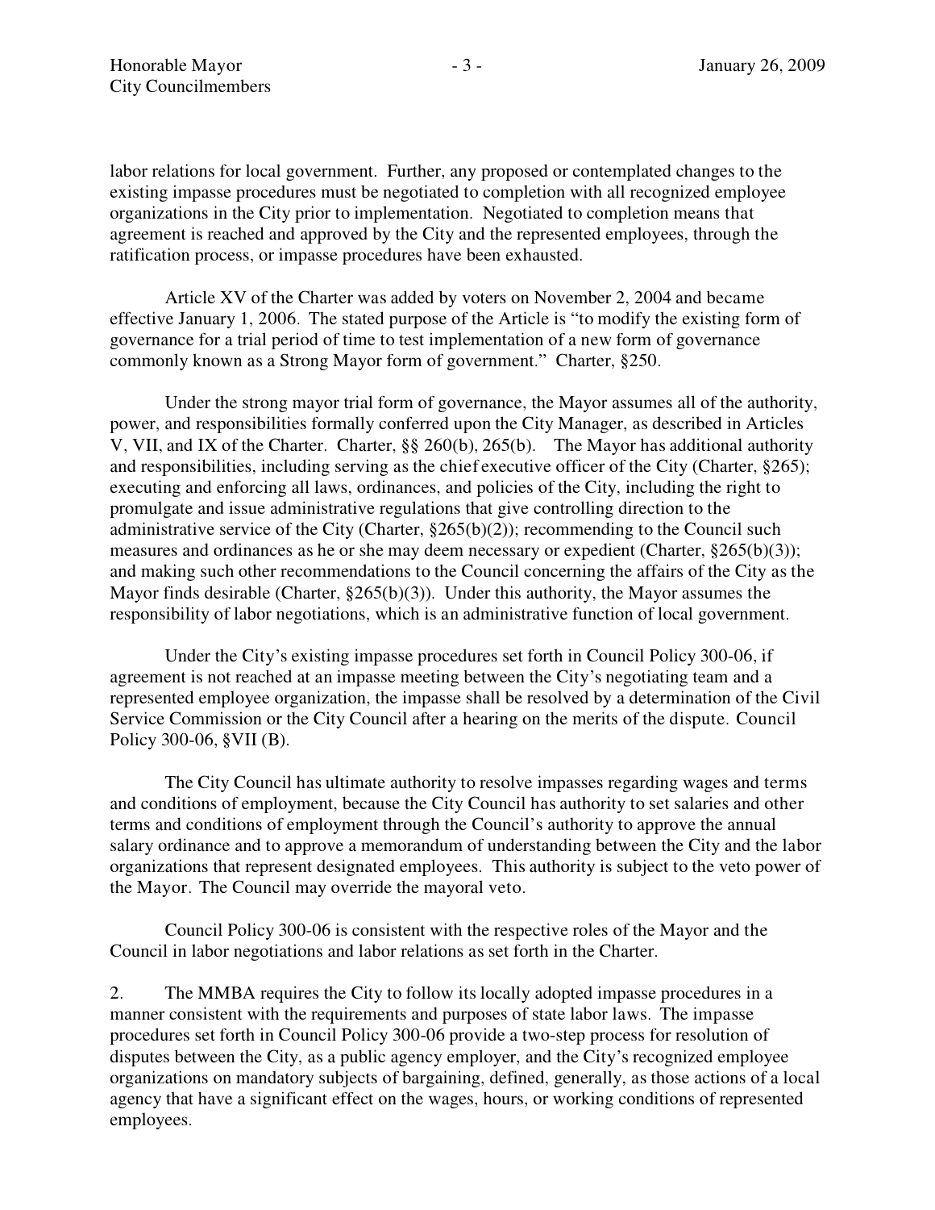labor relations for local government. Further, any proposed or contemplated changes to the existing impasse procedures must be negotiated to completion with all recognized employee organizations in the City prior to implementation. Negotiated to completion means that agreement is reached and approved by the City and the represented employees, through the ratification process, or impasse procedures have been exhausted.

Article XV of the Charter was added by voters on November 2, 2004 and became effective January 1, 2006. The stated purpose of the Article is "to modify the existing form of governance for a trial period of time to test implementation of a new form of governance commonly known as a Strong Mayor form of government." Charter, §250.

Under the strong mayor trial form of governance, the Mayor assumes all of the authority, power, and responsibilities formally conferred upon the City Manager, as described in Articles V, VII, and IX of the Charter. Charter, §§ 260(b), 265(b). The Mayor has additional authority and responsibilities, including serving as the chief executive officer of the City (Charter, §265); executing and enforcing all laws, ordinances, and policies of the City, including the right to promulgate and issue administrative regulations that give controlling direction to the administrative service of the City (Charter, §265(b)(2)); recommending to the Council such measures and ordinances as he or she may deem necessary or expedient (Charter, §265(b)(3)); and making such other recommendations to the Council concerning the affairs of the City as the Mayor finds desirable (Charter, §265(b)(3)). Under this authority, the Mayor assumes the responsibility of labor negotiations, which is an administrative function of local government.

Under the City's existing impasse procedures set forth in Council Policy 300-06, if agreement is not reached at an impasse meeting between the City's negotiating team and a represented employee organization, the impasse shall be resolved by a determination of the Civil Service Commission or the City Council after a hearing on the merits of the dispute. Council Policy 300-06, §VII (B).

The City Council has ultimate authority to resolve impasses regarding wages and terms and conditions of employment, because the City Council has authority to set salaries and other terms and conditions of employment through the Council's authority to approve the annual salary ordinance and to approve a memorandum of understanding between the City and the labor organizations that represent designated employees. This authority is subject to the veto power of the Mayor. The Council may override the mayoral veto.

Council Policy 300-06 is consistent with the respective roles of the Mayor and the Council in labor negotiations and labor relations as set forth in the Charter.

2. The MMBA requires the City to follow its locally adopted impasse procedures in a manner consistent with the requirements and purposes of state labor laws. The impasse procedures set forth in Council Policy 300-06 provide a two-step process for resolution of disputes between the City, as a public agency employer, and the City's recognized employee organizations on mandatory subjects of bargaining, defined, generally, as those actions of a local agency that have a significant effect on the wages, hours, or working conditions of represented employees.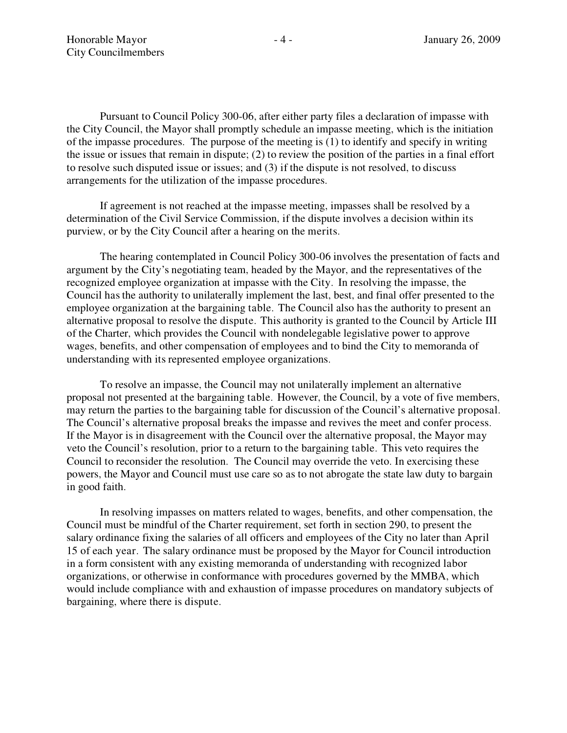Pursuant to Council Policy 300-06, after either party files a declaration of impasse with the City Council, the Mayor shall promptly schedule an impasse meeting, which is the initiation of the impasse procedures. The purpose of the meeting is (1) to identify and specify in writing the issue or issues that remain in dispute; (2) to review the position of the parties in a final effort to resolve such disputed issue or issues; and (3) if the dispute is not resolved, to discuss arrangements for the utilization of the impasse procedures.

If agreement is not reached at the impasse meeting, impasses shall be resolved by a determination of the Civil Service Commission, if the dispute involves a decision within its purview, or by the City Council after a hearing on the merits.

The hearing contemplated in Council Policy 300-06 involves the presentation of facts and argument by the City's negotiating team, headed by the Mayor, and the representatives of the recognized employee organization at impasse with the City. In resolving the impasse, the Council has the authority to unilaterally implement the last, best, and final offer presented to the employee organization at the bargaining table. The Council also has the authority to present an alternative proposal to resolve the dispute. This authority is granted to the Council by Article III of the Charter, which provides the Council with nondelegable legislative power to approve wages, benefits, and other compensation of employees and to bind the City to memoranda of understanding with its represented employee organizations.

To resolve an impasse, the Council may not unilaterally implement an alternative proposal not presented at the bargaining table. However, the Council, by a vote of five members, may return the parties to the bargaining table for discussion of the Council's alternative proposal. The Council's alternative proposal breaks the impasse and revives the meet and confer process. If the Mayor is in disagreement with the Council over the alternative proposal, the Mayor may veto the Council's resolution, prior to a return to the bargaining table. This veto requires the Council to reconsider the resolution. The Council may override the veto. In exercising these powers, the Mayor and Council must use care so as to not abrogate the state law duty to bargain in good faith.

In resolving impasses on matters related to wages, benefits, and other compensation, the Council must be mindful of the Charter requirement, set forth in section 290, to present the salary ordinance fixing the salaries of all officers and employees of the City no later than April 15 of each year. The salary ordinance must be proposed by the Mayor for Council introduction in a form consistent with any existing memoranda of understanding with recognized labor organizations, or otherwise in conformance with procedures governed by the MMBA, which would include compliance with and exhaustion of impasse procedures on mandatory subjects of bargaining, where there is dispute.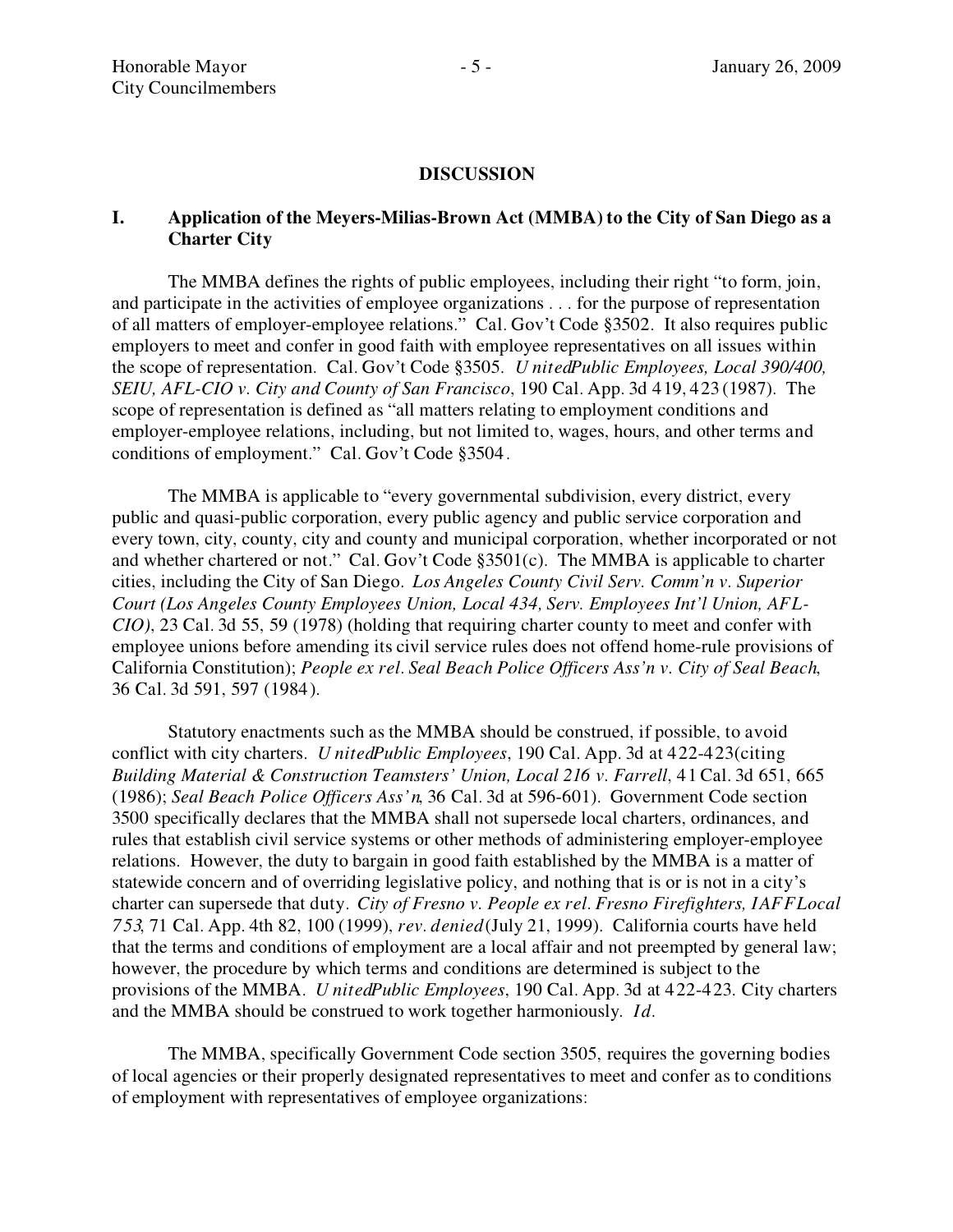## DISCUSSION

### I. Application of the Meyers-Milias-Brown Act (MMBA) to the City of San Diego as a Charter City

The MMBA defines the rights of public employees, including their right "to form, join, and participate in the activities of employee organizations . . . for the purpose of representation of all matters of employer-employee relations." Cal. Gov't Code §3502. It also requires public employers to meet and confer in good faith with employee representatives on all issues within the scope of representation. Cal. Gov't Code §3505. *United Public Employees, Local 390/400, SEIU, AFL-CIO v. City and County of San Francisco*, 190 Cal. App. 3d 419, 423 (1987). The scope of representation is defined as "all matters relating to employment conditions and employer-employee relations, including, but not limited to, wages, hours, and other terms and conditions of employment." Cal. Gov't Code §3504.

The MMBA is applicable to "every governmental subdivision, every district, every public and quasi-public corporation, every public agency and public service corporation and every town, city, county, city and county and municipal corporation, whether incorporated or not and whether chartered or not." Cal. Gov't Code §3501(c). The MMBA is applicable to charter cities, including the City of San Diego. *Los Angeles County Civil Serv. Comm'n v. Superior Court (Los Angeles County Employees Union, Local 434, Serv. Employees Int'l Union, AFL-CIO)*, 23 Cal. 3d 55, 59 (1978) (holding that requiring charter county to meet and confer with employee unions before amending its civil service rules does not offend home-rule provisions of California Constitution); *People ex rel. Seal Beach Police Officers Ass'n v. City of Seal Beach*, 36 Cal. 3d 591, 597 (1984).

Statutory enactments such as the MMBA should be construed, if possible, to avoid conflict with city charters. *United Public Employees*, 190 Cal. App. 3d at 422-423 (citing *Building Material & Construction Teamsters' Union, Local 216 v. Farrell*, 41 Cal. 3d 651, 665 (1986); *Seal Beach Police Officers Ass'n*, 36 Cal. 3d at 596-601). Government Code section 3500 specifically declares that the MMBA shall not supersede local charters, ordinances, and rules that establish civil service systems or other methods of administering employer-employee relations. However, the duty to bargain in good faith established by the MMBA is a matter of statewide concern and of overriding legislative policy, and nothing that is or is not in a city's charter can supersede that duty. *City of Fresno v. People ex rel. Fresno Firefighters, IAFF Local 753*, 71 Cal. App. 4th 82, 100 (1999), *rev. denied* (July 21, 1999). California courts have held that the terms and conditions of employment are a local affair and not preempted by general law; however, the procedure by which terms and conditions are determined is subject to the provisions of the MMBA. *United Public Employees*, 190 Cal. App. 3d at 422-423. City charters and the MMBA should be construed to work together harmoniously. *Id*.

The MMBA, specifically Government Code section 3505, requires the governing bodies of local agencies or their properly designated representatives to meet and confer as to conditions of employment with representatives of employee organizations: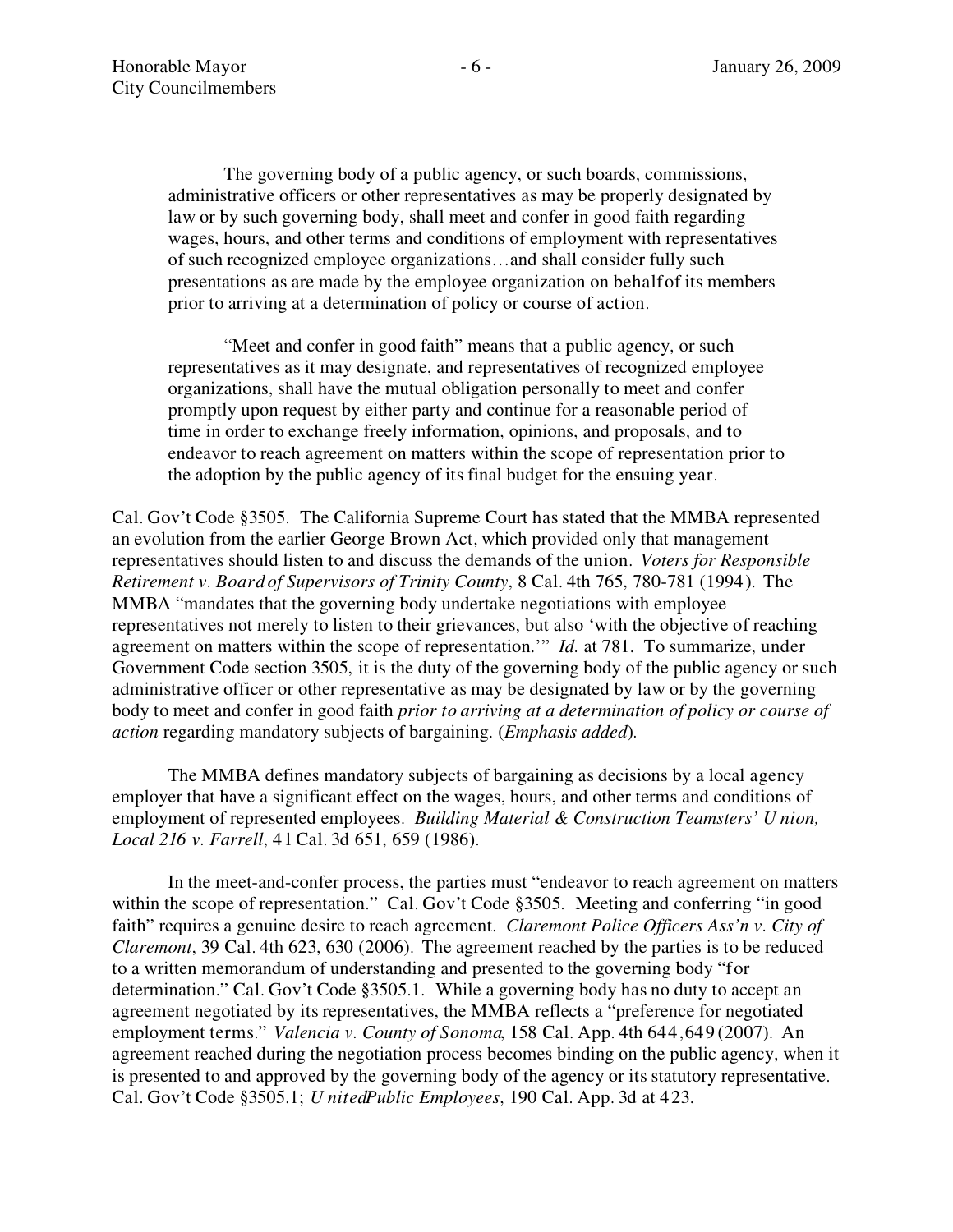> The governing body of a public agency, or such boards, commissions, administrative officers or other representatives as may be properly designated by law or by such governing body, shall meet and confer in good faith regarding wages, hours, and other terms and conditions of employment with representatives of such recognized employee organizations…and shall consider fully such presentations as are made by the employee organization on behalf of its members prior to arriving at a determination of policy or course of action.
>
> "Meet and confer in good faith" means that a public agency, or such representatives as it may designate, and representatives of recognized employee organizations, shall have the mutual obligation personally to meet and confer promptly upon request by either party and continue for a reasonable period of time in order to exchange freely information, opinions, and proposals, and to endeavor to reach agreement on matters within the scope of representation prior to the adoption by the public agency of its final budget for the ensuing year.

Cal. Gov't Code §3505. The California Supreme Court has stated that the MMBA represented an evolution from the earlier George Brown Act, which provided only that management representatives should listen to and discuss the demands of the union. *Voters for Responsible Retirement v. Board of Supervisors of Trinity County*, 8 Cal. 4th 765, 780-781 (1994). The MMBA "mandates that the governing body undertake negotiations with employee representatives not merely to listen to their grievances, but also 'with the objective of reaching agreement on matters within the scope of representation.'" *Id.* at 781. To summarize, under Government Code section 3505, it is the duty of the governing body of the public agency or such administrative officer or other representative as may be designated by law or by the governing body to meet and confer in good faith *prior to arriving at a determination of policy or course of action* regarding mandatory subjects of bargaining. (*Emphasis added*).

The MMBA defines mandatory subjects of bargaining as decisions by a local agency employer that have a significant effect on the wages, hours, and other terms and conditions of employment of represented employees. *Building Material & Construction Teamsters' Union, Local 216 v. Farrell*, 41 Cal. 3d 651, 659 (1986).

In the meet-and-confer process, the parties must "endeavor to reach agreement on matters within the scope of representation." Cal. Gov't Code §3505. Meeting and conferring "in good faith" requires a genuine desire to reach agreement. *Claremont Police Officers Ass'n v. City of Claremont*, 39 Cal. 4th 623, 630 (2006). The agreement reached by the parties is to be reduced to a written memorandum of understanding and presented to the governing body "for determination." Cal. Gov't Code §3505.1. While a governing body has no duty to accept an agreement negotiated by its representatives, the MMBA reflects a "preference for negotiated employment terms." *Valencia v. County of Sonoma*, 158 Cal. App. 4th 644, 649 (2007). An agreement reached during the negotiation process becomes binding on the public agency, when it is presented to and approved by the governing body of the agency or its statutory representative. Cal. Gov't Code §3505.1; *United Public Employees*, 190 Cal. App. 3d at 423.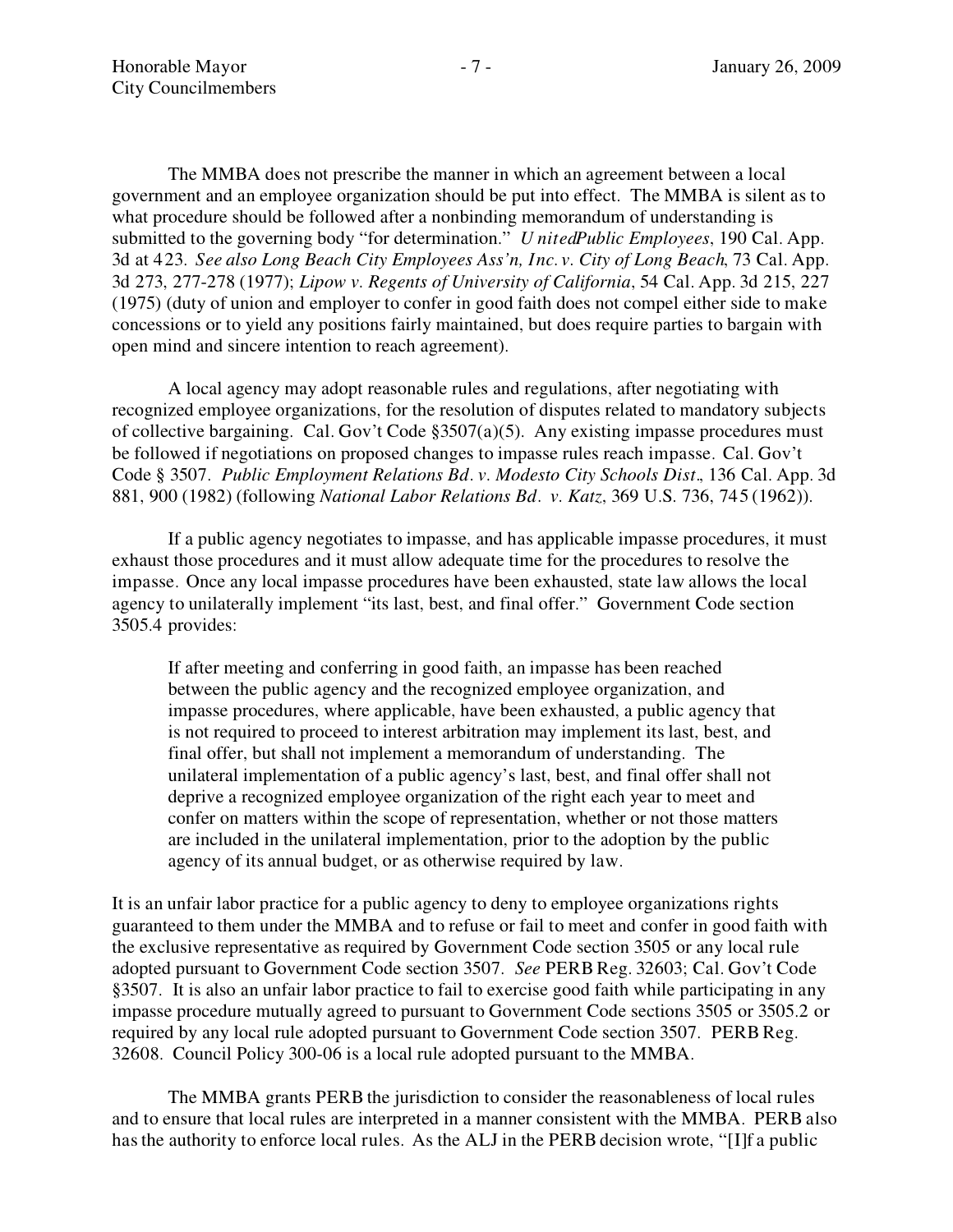The MMBA does not prescribe the manner in which an agreement between a local government and an employee organization should be put into effect. The MMBA is silent as to what procedure should be followed after a nonbinding memorandum of understanding is submitted to the governing body "for determination." *United Public Employees*, 190 Cal. App. 3d at 423. *See also Long Beach City Employees Ass'n, Inc. v. City of Long Beach*, 73 Cal. App. 3d 273, 277-278 (1977); *Lipow v. Regents of University of California*, 54 Cal. App. 3d 215, 227 (1975) (duty of union and employer to confer in good faith does not compel either side to make concessions or to yield any positions fairly maintained, but does require parties to bargain with open mind and sincere intention to reach agreement).

A local agency may adopt reasonable rules and regulations, after negotiating with recognized employee organizations, for the resolution of disputes related to mandatory subjects of collective bargaining. Cal. Gov't Code §3507(a)(5). Any existing impasse procedures must be followed if negotiations on proposed changes to impasse rules reach impasse. Cal. Gov't Code § 3507. *Public Employment Relations Bd. v. Modesto City Schools Dist.*, 136 Cal. App. 3d 881, 900 (1982) (following *National Labor Relations Bd. v. Katz*, 369 U.S. 736, 745 (1962)).

If a public agency negotiates to impasse, and has applicable impasse procedures, it must exhaust those procedures and it must allow adequate time for the procedures to resolve the impasse. Once any local impasse procedures have been exhausted, state law allows the local agency to unilaterally implement "its last, best, and final offer." Government Code section 3505.4 provides:

> If after meeting and conferring in good faith, an impasse has been reached between the public agency and the recognized employee organization, and impasse procedures, where applicable, have been exhausted, a public agency that is not required to proceed to interest arbitration may implement its last, best, and final offer, but shall not implement a memorandum of understanding. The unilateral implementation of a public agency's last, best, and final offer shall not deprive a recognized employee organization of the right each year to meet and confer on matters within the scope of representation, whether or not those matters are included in the unilateral implementation, prior to the adoption by the public agency of its annual budget, or as otherwise required by law.

It is an unfair labor practice for a public agency to deny to employee organizations rights guaranteed to them under the MMBA and to refuse or fail to meet and confer in good faith with the exclusive representative as required by Government Code section 3505 or any local rule adopted pursuant to Government Code section 3507. *See* PERB Reg. 32603; Cal. Gov't Code §3507. It is also an unfair labor practice to fail to exercise good faith while participating in any impasse procedure mutually agreed to pursuant to Government Code sections 3505 or 3505.2 or required by any local rule adopted pursuant to Government Code section 3507. PERB Reg. 32608. Council Policy 300-06 is a local rule adopted pursuant to the MMBA.

The MMBA grants PERB the jurisdiction to consider the reasonableness of local rules and to ensure that local rules are interpreted in a manner consistent with the MMBA. PERB also has the authority to enforce local rules. As the ALJ in the PERB decision wrote, "[I]f a public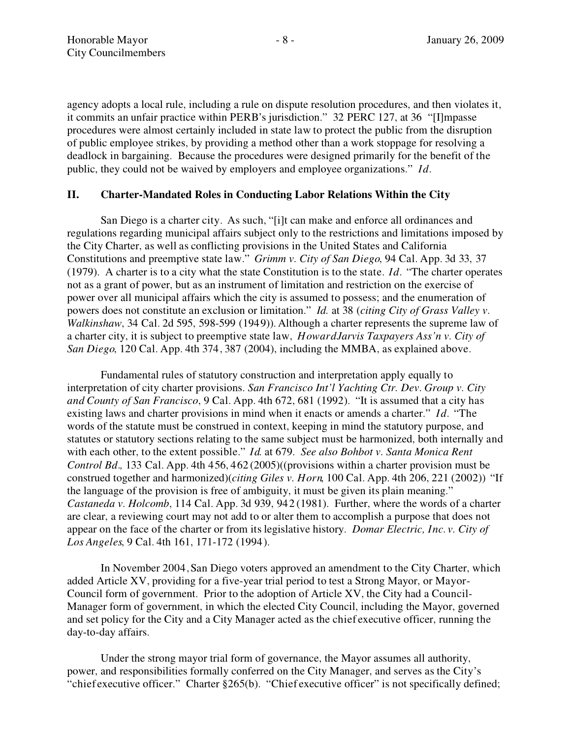agency adopts a local rule, including a rule on dispute resolution procedures, and then violates it, it commits an unfair practice within PERB's jurisdiction." 32 PERC 127, at 36 "[I]mpasse procedures were almost certainly included in state law to protect the public from the disruption of public employee strikes, by providing a method other than a work stoppage for resolving a deadlock in bargaining. Because the procedures were designed primarily for the benefit of the public, they could not be waived by employers and employee organizations." *Id.*

## II. Charter-Mandated Roles in Conducting Labor Relations Within the City

San Diego is a charter city. As such, "[i]t can make and enforce all ordinances and regulations regarding municipal affairs subject only to the restrictions and limitations imposed by the City Charter, as well as conflicting provisions in the United States and California Constitutions and preemptive state law." *Grimm v. City of San Diego*, 94 Cal. App. 3d 33, 37 (1979). A charter is to a city what the state Constitution is to the state. *Id.* "The charter operates not as a grant of power, but as an instrument of limitation and restriction on the exercise of power over all municipal affairs which the city is assumed to possess; and the enumeration of powers does not constitute an exclusion or limitation." *Id.* at 38 (*citing City of Grass Valley v. Walkinshaw*, 34 Cal. 2d 595, 598-599 (1949)). Although a charter represents the supreme law of a charter city, it is subject to preemptive state law, *HowardJarvis Taxpayers Ass'n v. City of San Diego*, 120 Cal. App. 4th 374, 387 (2004), including the MMBA, as explained above.

Fundamental rules of statutory construction and interpretation apply equally to interpretation of city charter provisions. *San Francisco Int'l Yachting Ctr. Dev. Group v. City and County of San Francisco*, 9 Cal. App. 4th 672, 681 (1992). "It is assumed that a city has existing laws and charter provisions in mind when it enacts or amends a charter." *Id.* "The words of the statute must be construed in context, keeping in mind the statutory purpose, and statutes or statutory sections relating to the same subject must be harmonized, both internally and with each other, to the extent possible." *Id.* at 679. *See also Bohbot v. Santa Monica Rent Control Bd.,* 133 Cal. App. 4th 456, 462 (2005)((provisions within a charter provision must be construed together and harmonized)(*citing Giles v. Horn*, 100 Cal. App. 4th 206, 221 (2002)) "If the language of the provision is free of ambiguity, it must be given its plain meaning." *Castaneda v. Holcomb*, 114 Cal. App. 3d 939, 942 (1981). Further, where the words of a charter are clear, a reviewing court may not add to or alter them to accomplish a purpose that does not appear on the face of the charter or from its legislative history. *Domar Electric, Inc. v. City of Los Angeles*, 9 Cal. 4th 161, 171-172 (1994).

In November 2004, San Diego voters approved an amendment to the City Charter, which added Article XV, providing for a five-year trial period to test a Strong Mayor, or Mayor-Council form of government. Prior to the adoption of Article XV, the City had a Council-Manager form of government, in which the elected City Council, including the Mayor, governed and set policy for the City and a City Manager acted as the chief executive officer, running the day-to-day affairs.

Under the strong mayor trial form of governance, the Mayor assumes all authority, power, and responsibilities formally conferred on the City Manager, and serves as the City's "chief executive officer." Charter §265(b). "Chief executive officer" is not specifically defined;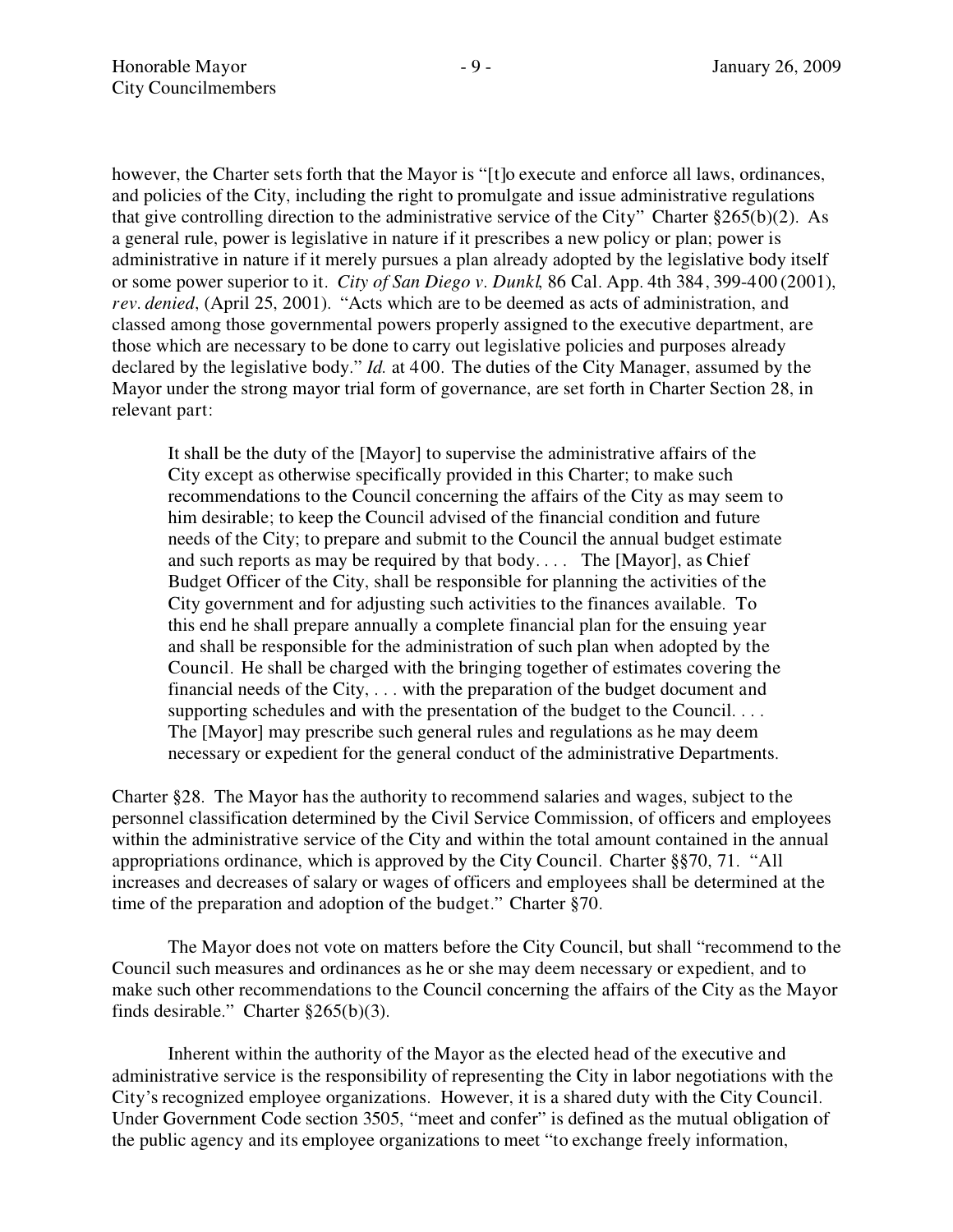however, the Charter sets forth that the Mayor is "[t]o execute and enforce all laws, ordinances, and policies of the City, including the right to promulgate and issue administrative regulations that give controlling direction to the administrative service of the City" Charter §265(b)(2). As a general rule, power is legislative in nature if it prescribes a new policy or plan; power is administrative in nature if it merely pursues a plan already adopted by the legislative body itself or some power superior to it. *City of San Diego v. Dunkl*, 86 Cal. App. 4th 384, 399-400 (2001), *rev. denied*, (April 25, 2001). "Acts which are to be deemed as acts of administration, and classed among those governmental powers properly assigned to the executive department, are those which are necessary to be done to carry out legislative policies and purposes already declared by the legislative body." *Id.* at 400. The duties of the City Manager, assumed by the Mayor under the strong mayor trial form of governance, are set forth in Charter Section 28, in relevant part:

> It shall be the duty of the [Mayor] to supervise the administrative affairs of the City except as otherwise specifically provided in this Charter; to make such recommendations to the Council concerning the affairs of the City as may seem to him desirable; to keep the Council advised of the financial condition and future needs of the City; to prepare and submit to the Council the annual budget estimate and such reports as may be required by that body. . . . The [Mayor], as Chief Budget Officer of the City, shall be responsible for planning the activities of the City government and for adjusting such activities to the finances available. To this end he shall prepare annually a complete financial plan for the ensuing year and shall be responsible for the administration of such plan when adopted by the Council. He shall be charged with the bringing together of estimates covering the financial needs of the City, . . . with the preparation of the budget document and supporting schedules and with the presentation of the budget to the Council. . . . The [Mayor] may prescribe such general rules and regulations as he may deem necessary or expedient for the general conduct of the administrative Departments.

Charter §28. The Mayor has the authority to recommend salaries and wages, subject to the personnel classification determined by the Civil Service Commission, of officers and employees within the administrative service of the City and within the total amount contained in the annual appropriations ordinance, which is approved by the City Council. Charter §§70, 71. "All increases and decreases of salary or wages of officers and employees shall be determined at the time of the preparation and adoption of the budget." Charter §70.

The Mayor does not vote on matters before the City Council, but shall "recommend to the Council such measures and ordinances as he or she may deem necessary or expedient, and to make such other recommendations to the Council concerning the affairs of the City as the Mayor finds desirable." Charter §265(b)(3).

Inherent within the authority of the Mayor as the elected head of the executive and administrative service is the responsibility of representing the City in labor negotiations with the City's recognized employee organizations. However, it is a shared duty with the City Council. Under Government Code section 3505, "meet and confer" is defined as the mutual obligation of the public agency and its employee organizations to meet "to exchange freely information,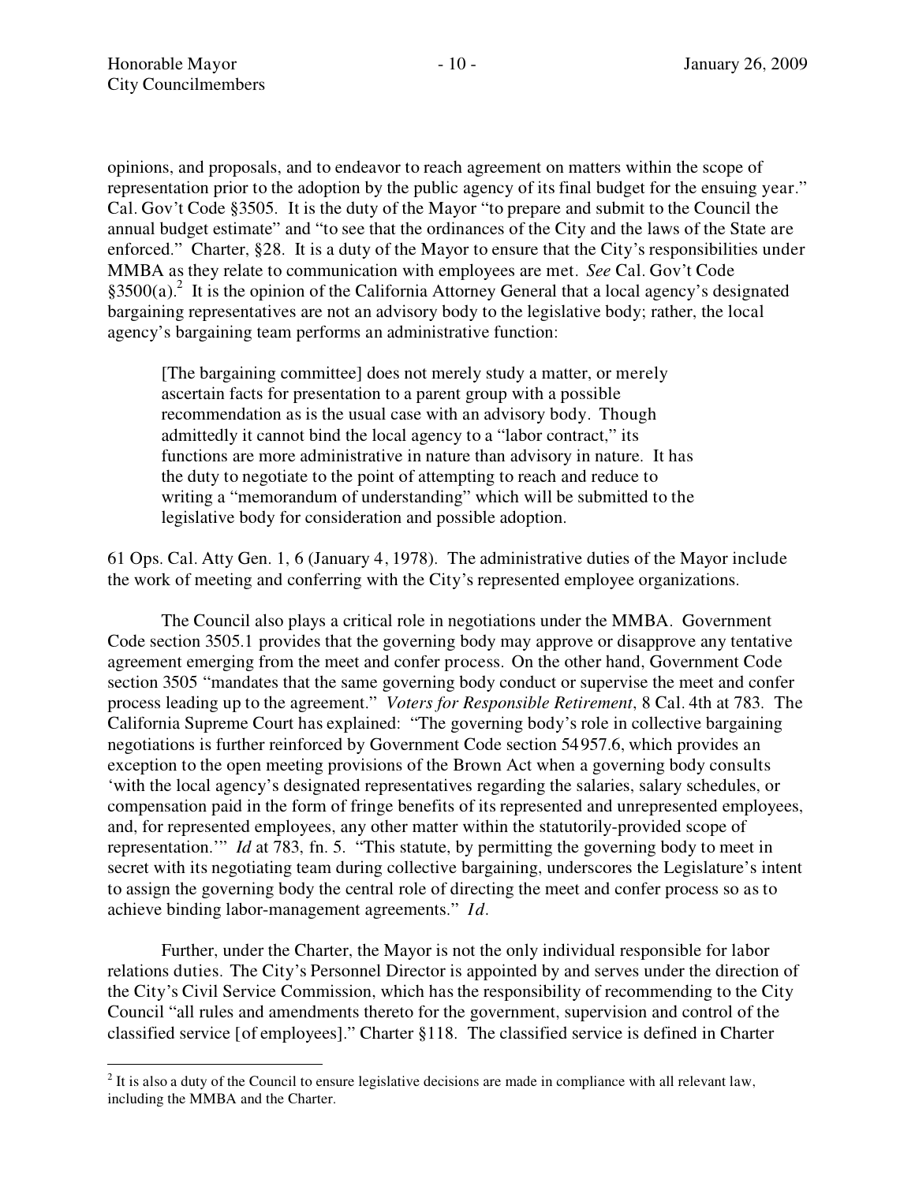opinions, and proposals, and to endeavor to reach agreement on matters within the scope of representation prior to the adoption by the public agency of its final budget for the ensuing year." Cal. Gov't Code §3505. It is the duty of the Mayor "to prepare and submit to the Council the annual budget estimate" and "to see that the ordinances of the City and the laws of the State are enforced." Charter, §28. It is a duty of the Mayor to ensure that the City's responsibilities under MMBA as they relate to communication with employees are met. *See* Cal. Gov't Code §3500(a).[2] It is the opinion of the California Attorney General that a local agency's designated bargaining representatives are not an advisory body to the legislative body; rather, the local agency's bargaining team performs an administrative function:

> [The bargaining committee] does not merely study a matter, or merely ascertain facts for presentation to a parent group with a possible recommendation as is the usual case with an advisory body. Though admittedly it cannot bind the local agency to a "labor contract," its functions are more administrative in nature than advisory in nature. It has the duty to negotiate to the point of attempting to reach and reduce to writing a "memorandum of understanding" which will be submitted to the legislative body for consideration and possible adoption.

61 Ops. Cal. Atty Gen. 1, 6 (January 4, 1978). The administrative duties of the Mayor include the work of meeting and conferring with the City's represented employee organizations.

The Council also plays a critical role in negotiations under the MMBA. Government Code section 3505.1 provides that the governing body may approve or disapprove any tentative agreement emerging from the meet and confer process. On the other hand, Government Code section 3505 "mandates that the same governing body conduct or supervise the meet and confer process leading up to the agreement." *Voters for Responsible Retirement*, 8 Cal. 4th at 783. The California Supreme Court has explained: "The governing body's role in collective bargaining negotiations is further reinforced by Government Code section 54957.6, which provides an exception to the open meeting provisions of the Brown Act when a governing body consults 'with the local agency's designated representatives regarding the salaries, salary schedules, or compensation paid in the form of fringe benefits of its represented and unrepresented employees, and, for represented employees, any other matter within the statutorily-provided scope of representation.'" *Id* at 783, fn. 5. "This statute, by permitting the governing body to meet in secret with its negotiating team during collective bargaining, underscores the Legislature's intent to assign the governing body the central role of directing the meet and confer process so as to achieve binding labor-management agreements." *Id*.

Further, under the Charter, the Mayor is not the only individual responsible for labor relations duties. The City's Personnel Director is appointed by and serves under the direction of the City's Civil Service Commission, which has the responsibility of recommending to the City Council "all rules and amendments thereto for the government, supervision and control of the classified service [of employees]." Charter §118. The classified service is defined in Charter

---

[2] It is also a duty of the Council to ensure legislative decisions are made in compliance with all relevant law, including the MMBA and the Charter.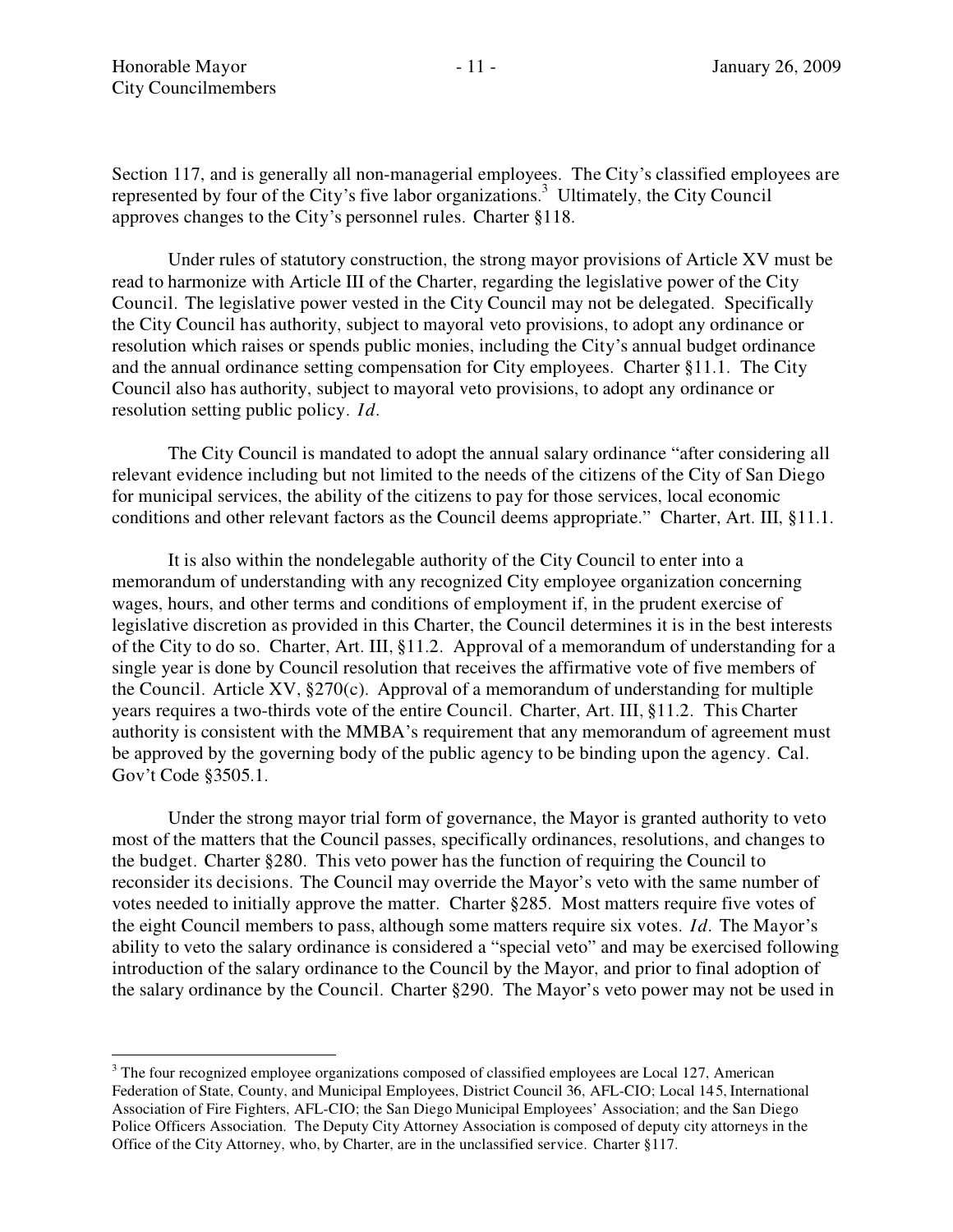Section 117, and is generally all non-managerial employees. The City's classified employees are represented by four of the City's five labor organizations.[3] Ultimately, the City Council approves changes to the City's personnel rules. Charter §118.

Under rules of statutory construction, the strong mayor provisions of Article XV must be read to harmonize with Article III of the Charter, regarding the legislative power of the City Council. The legislative power vested in the City Council may not be delegated. Specifically the City Council has authority, subject to mayoral veto provisions, to adopt any ordinance or resolution which raises or spends public monies, including the City's annual budget ordinance and the annual ordinance setting compensation for City employees. Charter §11.1. The City Council also has authority, subject to mayoral veto provisions, to adopt any ordinance or resolution setting public policy. *Id*.

The City Council is mandated to adopt the annual salary ordinance "after considering all relevant evidence including but not limited to the needs of the citizens of the City of San Diego for municipal services, the ability of the citizens to pay for those services, local economic conditions and other relevant factors as the Council deems appropriate." Charter, Art. III, §11.1.

It is also within the nondelegable authority of the City Council to enter into a memorandum of understanding with any recognized City employee organization concerning wages, hours, and other terms and conditions of employment if, in the prudent exercise of legislative discretion as provided in this Charter, the Council determines it is in the best interests of the City to do so. Charter, Art. III, §11.2. Approval of a memorandum of understanding for a single year is done by Council resolution that receives the affirmative vote of five members of the Council. Article XV, §270(c). Approval of a memorandum of understanding for multiple years requires a two-thirds vote of the entire Council. Charter, Art. III, §11.2. This Charter authority is consistent with the MMBA's requirement that any memorandum of agreement must be approved by the governing body of the public agency to be binding upon the agency. Cal. Gov't Code §3505.1.

Under the strong mayor trial form of governance, the Mayor is granted authority to veto most of the matters that the Council passes, specifically ordinances, resolutions, and changes to the budget. Charter §280. This veto power has the function of requiring the Council to reconsider its decisions. The Council may override the Mayor's veto with the same number of votes needed to initially approve the matter. Charter §285. Most matters require five votes of the eight Council members to pass, although some matters require six votes. *Id*. The Mayor's ability to veto the salary ordinance is considered a "special veto" and may be exercised following introduction of the salary ordinance to the Council by the Mayor, and prior to final adoption of the salary ordinance by the Council. Charter §290. The Mayor's veto power may not be used in

---

[3] The four recognized employee organizations composed of classified employees are Local 127, American Federation of State, County, and Municipal Employees, District Council 36, AFL-CIO; Local 145, International Association of Fire Fighters, AFL-CIO; the San Diego Municipal Employees' Association; and the San Diego Police Officers Association. The Deputy City Attorney Association is composed of deputy city attorneys in the Office of the City Attorney, who, by Charter, are in the unclassified service. Charter §117.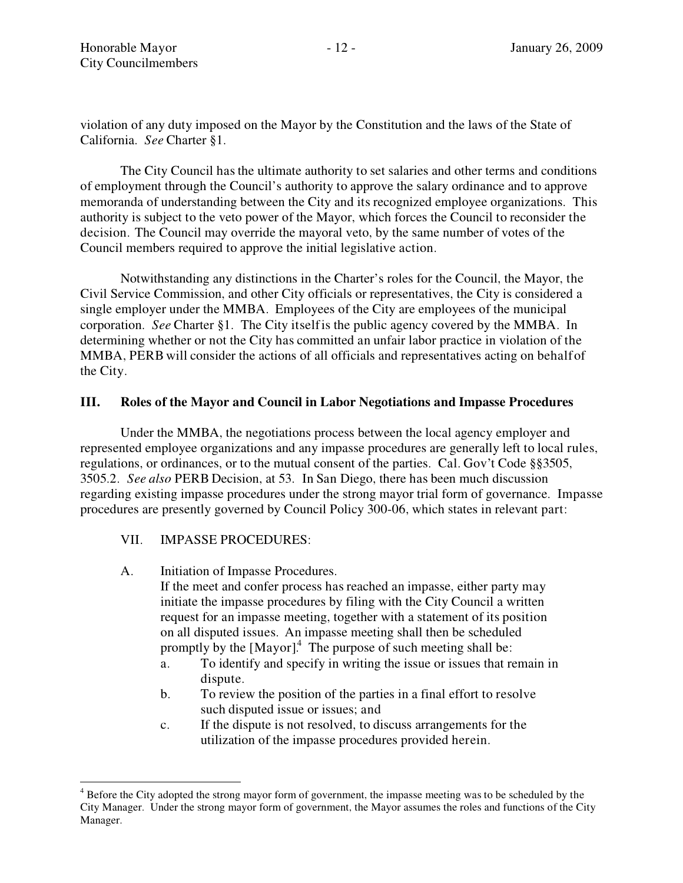violation of any duty imposed on the Mayor by the Constitution and the laws of the State of California. *See* Charter §1.

The City Council has the ultimate authority to set salaries and other terms and conditions of employment through the Council's authority to approve the salary ordinance and to approve memoranda of understanding between the City and its recognized employee organizations. This authority is subject to the veto power of the Mayor, which forces the Council to reconsider the decision. The Council may override the mayoral veto, by the same number of votes of the Council members required to approve the initial legislative action.

Notwithstanding any distinctions in the Charter's roles for the Council, the Mayor, the Civil Service Commission, and other City officials or representatives, the City is considered a single employer under the MMBA. Employees of the City are employees of the municipal corporation. *See* Charter §1. The City itself is the public agency covered by the MMBA. In determining whether or not the City has committed an unfair labor practice in violation of the MMBA, PERB will consider the actions of all officials and representatives acting on behalf of the City.

## III. Roles of the Mayor and Council in Labor Negotiations and Impasse Procedures

Under the MMBA, the negotiations process between the local agency employer and represented employee organizations and any impasse procedures are generally left to local rules, regulations, or ordinances, or to the mutual consent of the parties. Cal. Gov't Code §§3505, 3505.2. *See also* PERB Decision, at 53. In San Diego, there has been much discussion regarding existing impasse procedures under the strong mayor trial form of governance. Impasse procedures are presently governed by Council Policy 300-06, which states in relevant part:

VII. IMPASSE PROCEDURES:

A. Initiation of Impasse Procedures.
If the meet and confer process has reached an impasse, either party may initiate the impasse procedures by filing with the City Council a written request for an impasse meeting, together with a statement of its position on all disputed issues. An impasse meeting shall then be scheduled promptly by the [Mayor].[4] The purpose of such meeting shall be:

a. To identify and specify in writing the issue or issues that remain in dispute.
b. To review the position of the parties in a final effort to resolve such disputed issue or issues; and
c. If the dispute is not resolved, to discuss arrangements for the utilization of the impasse procedures provided herein.

[4] Before the City adopted the strong mayor form of government, the impasse meeting was to be scheduled by the City Manager. Under the strong mayor form of government, the Mayor assumes the roles and functions of the City Manager.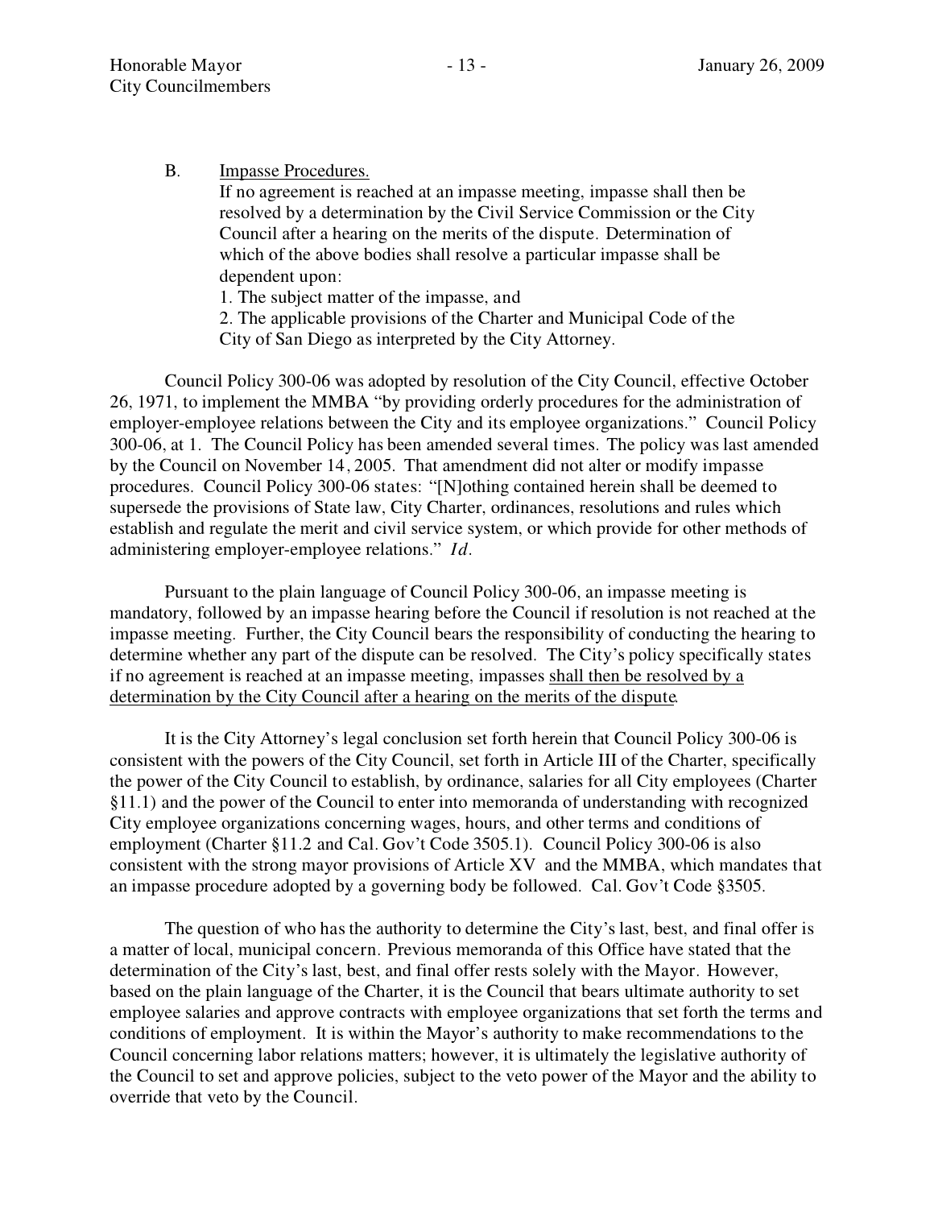B. Impasse Procedures.

If no agreement is reached at an impasse meeting, impasse shall then be resolved by a determination by the Civil Service Commission or the City Council after a hearing on the merits of the dispute. Determination of which of the above bodies shall resolve a particular impasse shall be dependent upon:

1. The subject matter of the impasse, and
2. The applicable provisions of the Charter and Municipal Code of the City of San Diego as interpreted by the City Attorney.

Council Policy 300-06 was adopted by resolution of the City Council, effective October 26, 1971, to implement the MMBA "by providing orderly procedures for the administration of employer-employee relations between the City and its employee organizations." Council Policy 300-06, at 1. The Council Policy has been amended several times. The policy was last amended by the Council on November 14, 2005. That amendment did not alter or modify impasse procedures. Council Policy 300-06 states: "[N]othing contained herein shall be deemed to supersede the provisions of State law, City Charter, ordinances, resolutions and rules which establish and regulate the merit and civil service system, or which provide for other methods of administering employer-employee relations." *Id.*

Pursuant to the plain language of Council Policy 300-06, an impasse meeting is mandatory, followed by an impasse hearing before the Council if resolution is not reached at the impasse meeting. Further, the City Council bears the responsibility of conducting the hearing to determine whether any part of the dispute can be resolved. The City's policy specifically states if no agreement is reached at an impasse meeting, impasses shall then be resolved by a determination by the City Council after a hearing on the merits of the dispute.

It is the City Attorney's legal conclusion set forth herein that Council Policy 300-06 is consistent with the powers of the City Council, set forth in Article III of the Charter, specifically the power of the City Council to establish, by ordinance, salaries for all City employees (Charter §11.1) and the power of the Council to enter into memoranda of understanding with recognized City employee organizations concerning wages, hours, and other terms and conditions of employment (Charter §11.2 and Cal. Gov't Code 3505.1). Council Policy 300-06 is also consistent with the strong mayor provisions of Article XV and the MMBA, which mandates that an impasse procedure adopted by a governing body be followed. Cal. Gov't Code §3505.

The question of who has the authority to determine the City's last, best, and final offer is a matter of local, municipal concern. Previous memoranda of this Office have stated that the determination of the City's last, best, and final offer rests solely with the Mayor. However, based on the plain language of the Charter, it is the Council that bears ultimate authority to set employee salaries and approve contracts with employee organizations that set forth the terms and conditions of employment. It is within the Mayor's authority to make recommendations to the Council concerning labor relations matters; however, it is ultimately the legislative authority of the Council to set and approve policies, subject to the veto power of the Mayor and the ability to override that veto by the Council.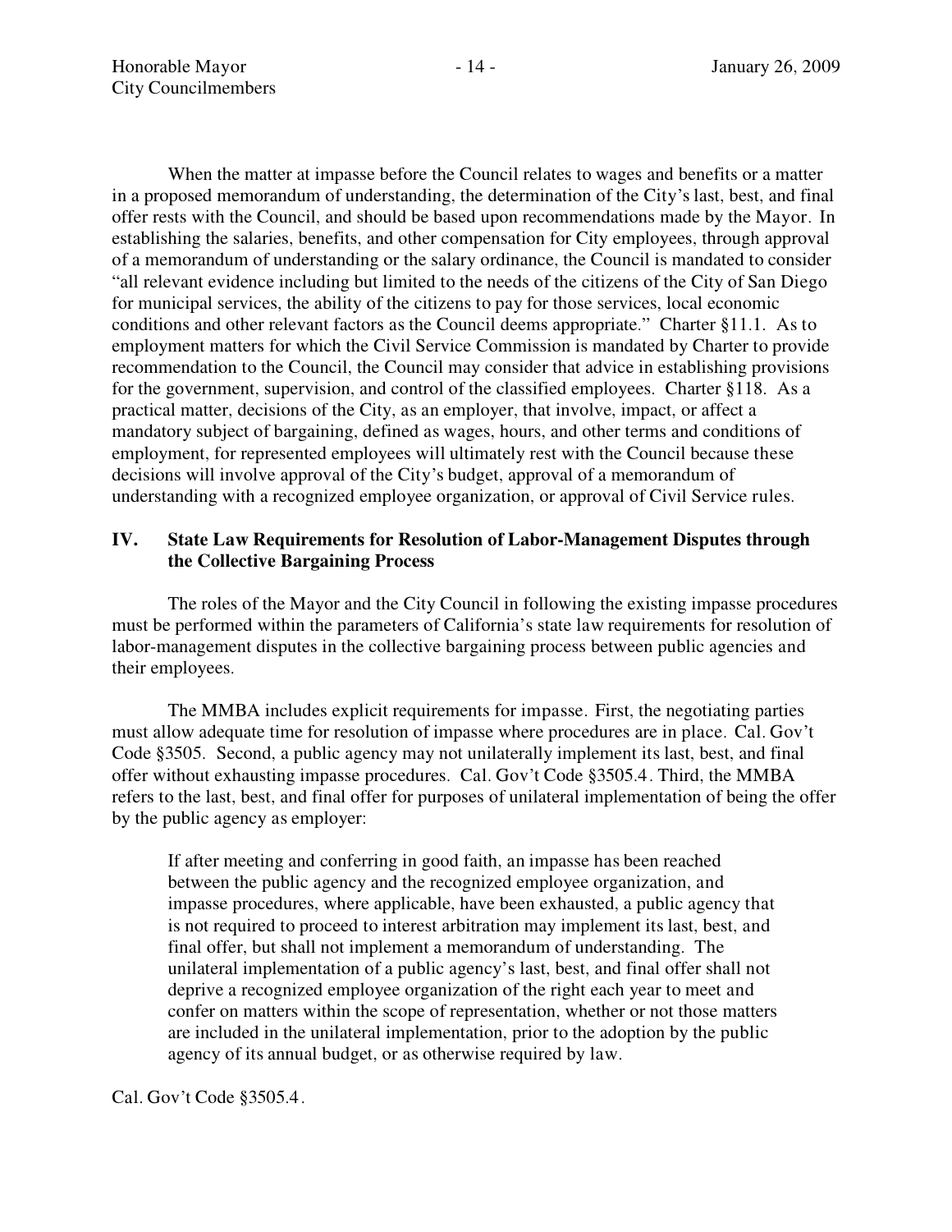When the matter at impasse before the Council relates to wages and benefits or a matter in a proposed memorandum of understanding, the determination of the City's last, best, and final offer rests with the Council, and should be based upon recommendations made by the Mayor. In establishing the salaries, benefits, and other compensation for City employees, through approval of a memorandum of understanding or the salary ordinance, the Council is mandated to consider "all relevant evidence including but limited to the needs of the citizens of the City of San Diego for municipal services, the ability of the citizens to pay for those services, local economic conditions and other relevant factors as the Council deems appropriate." Charter §11.1. As to employment matters for which the Civil Service Commission is mandated by Charter to provide recommendation to the Council, the Council may consider that advice in establishing provisions for the government, supervision, and control of the classified employees. Charter §118. As a practical matter, decisions of the City, as an employer, that involve, impact, or affect a mandatory subject of bargaining, defined as wages, hours, and other terms and conditions of employment, for represented employees will ultimately rest with the Council because these decisions will involve approval of the City's budget, approval of a memorandum of understanding with a recognized employee organization, or approval of Civil Service rules.

## IV. State Law Requirements for Resolution of Labor-Management Disputes through the Collective Bargaining Process

The roles of the Mayor and the City Council in following the existing impasse procedures must be performed within the parameters of California's state law requirements for resolution of labor-management disputes in the collective bargaining process between public agencies and their employees.

The MMBA includes explicit requirements for impasse. First, the negotiating parties must allow adequate time for resolution of impasse where procedures are in place. Cal. Gov't Code §3505. Second, a public agency may not unilaterally implement its last, best, and final offer without exhausting impasse procedures. Cal. Gov't Code §3505.4. Third, the MMBA refers to the last, best, and final offer for purposes of unilateral implementation of being the offer by the public agency as employer:

> If after meeting and conferring in good faith, an impasse has been reached between the public agency and the recognized employee organization, and impasse procedures, where applicable, have been exhausted, a public agency that is not required to proceed to interest arbitration may implement its last, best, and final offer, but shall not implement a memorandum of understanding. The unilateral implementation of a public agency's last, best, and final offer shall not deprive a recognized employee organization of the right each year to meet and confer on matters within the scope of representation, whether or not those matters are included in the unilateral implementation, prior to the adoption by the public agency of its annual budget, or as otherwise required by law.

Cal. Gov't Code §3505.4.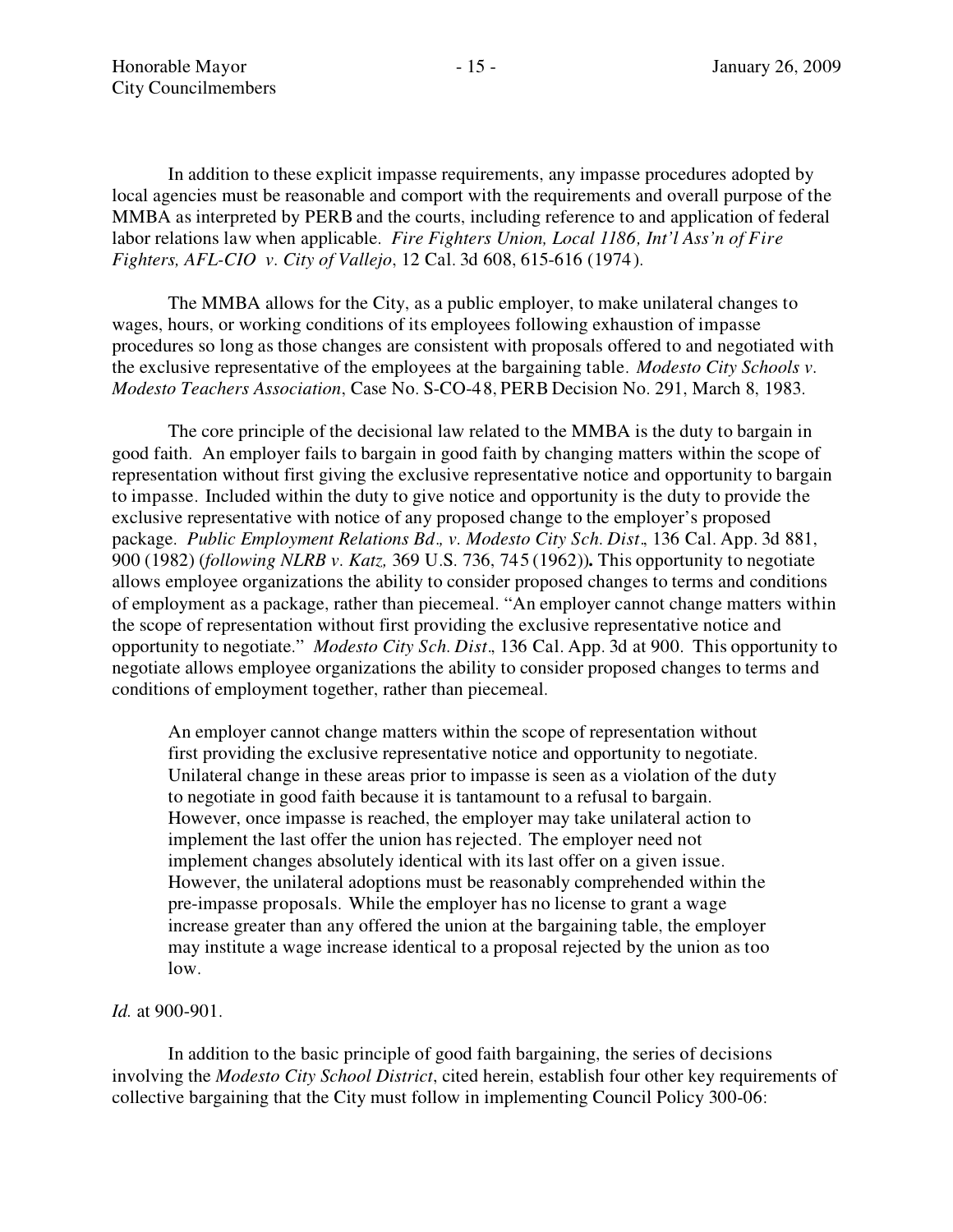In addition to these explicit impasse requirements, any impasse procedures adopted by local agencies must be reasonable and comport with the requirements and overall purpose of the MMBA as interpreted by PERB and the courts, including reference to and application of federal labor relations law when applicable. *Fire Fighters Union, Local 1186, Int'l Ass'n of Fire Fighters, AFL-CIO v. City of Vallejo*, 12 Cal. 3d 608, 615-616 (1974).

The MMBA allows for the City, as a public employer, to make unilateral changes to wages, hours, or working conditions of its employees following exhaustion of impasse procedures so long as those changes are consistent with proposals offered to and negotiated with the exclusive representative of the employees at the bargaining table. *Modesto City Schools v. Modesto Teachers Association*, Case No. S-CO-48, PERB Decision No. 291, March 8, 1983.

The core principle of the decisional law related to the MMBA is the duty to bargain in good faith. An employer fails to bargain in good faith by changing matters within the scope of representation without first giving the exclusive representative notice and opportunity to bargain to impasse. Included within the duty to give notice and opportunity is the duty to provide the exclusive representative with notice of any proposed change to the employer's proposed package. *Public Employment Relations Bd., v. Modesto City Sch. Dist.*, 136 Cal. App. 3d 881, 900 (1982) (*following NLRB v. Katz,* 369 U.S. 736, 745 (1962))**.** This opportunity to negotiate allows employee organizations the ability to consider proposed changes to terms and conditions of employment as a package, rather than piecemeal. "An employer cannot change matters within the scope of representation without first providing the exclusive representative notice and opportunity to negotiate." *Modesto City Sch. Dist.*, 136 Cal. App. 3d at 900. This opportunity to negotiate allows employee organizations the ability to consider proposed changes to terms and conditions of employment together, rather than piecemeal.

> An employer cannot change matters within the scope of representation without first providing the exclusive representative notice and opportunity to negotiate. Unilateral change in these areas prior to impasse is seen as a violation of the duty to negotiate in good faith because it is tantamount to a refusal to bargain. However, once impasse is reached, the employer may take unilateral action to implement the last offer the union has rejected. The employer need not implement changes absolutely identical with its last offer on a given issue. However, the unilateral adoptions must be reasonably comprehended within the pre-impasse proposals. While the employer has no license to grant a wage increase greater than any offered the union at the bargaining table, the employer may institute a wage increase identical to a proposal rejected by the union as too low.

*Id.* at 900-901.

In addition to the basic principle of good faith bargaining, the series of decisions involving the *Modesto City School District*, cited herein, establish four other key requirements of collective bargaining that the City must follow in implementing Council Policy 300-06: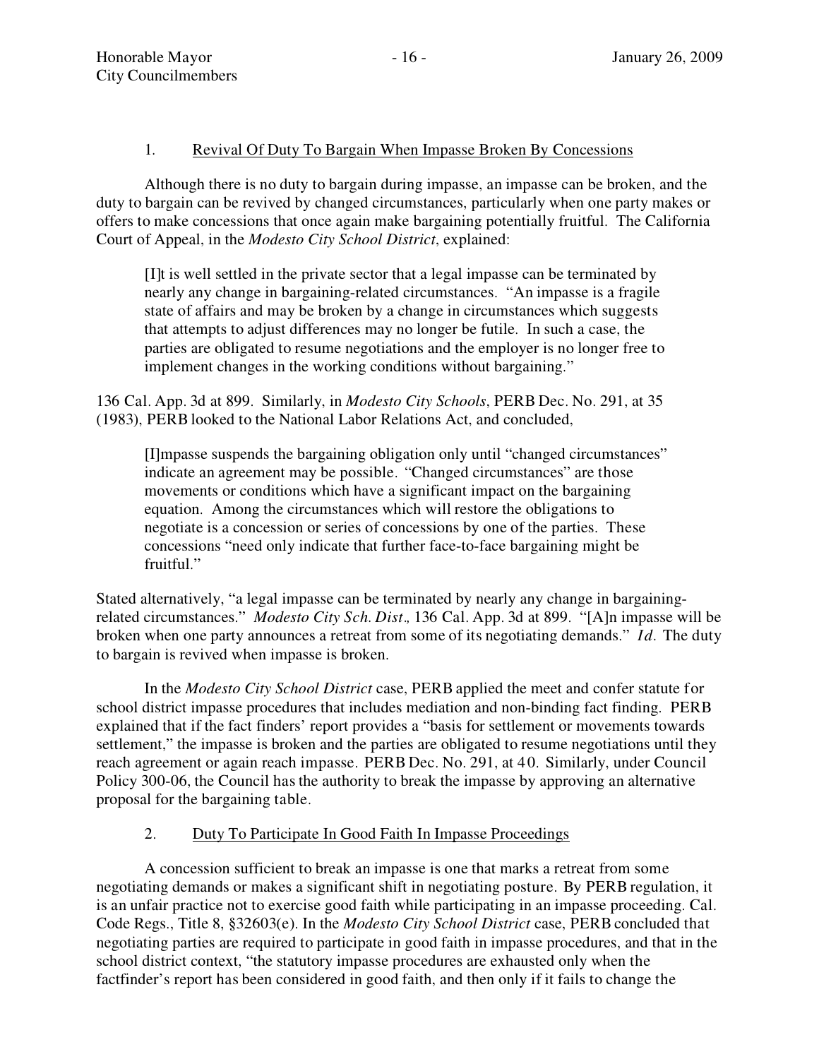### 1. Revival Of Duty To Bargain When Impasse Broken By Concessions

Although there is no duty to bargain during impasse, an impasse can be broken, and the duty to bargain can be revived by changed circumstances, particularly when one party makes or offers to make concessions that once again make bargaining potentially fruitful. The California Court of Appeal, in the *Modesto City School District*, explained:

> [I]t is well settled in the private sector that a legal impasse can be terminated by nearly any change in bargaining-related circumstances. "An impasse is a fragile state of affairs and may be broken by a change in circumstances which suggests that attempts to adjust differences may no longer be futile. In such a case, the parties are obligated to resume negotiations and the employer is no longer free to implement changes in the working conditions without bargaining."

136 Cal. App. 3d at 899. Similarly, in *Modesto City Schools*, PERB Dec. No. 291, at 35 (1983), PERB looked to the National Labor Relations Act, and concluded,

> [I]mpasse suspends the bargaining obligation only until "changed circumstances" indicate an agreement may be possible. "Changed circumstances" are those movements or conditions which have a significant impact on the bargaining equation. Among the circumstances which will restore the obligations to negotiate is a concession or series of concessions by one of the parties. These concessions "need only indicate that further face-to-face bargaining might be fruitful."

Stated alternatively, "a legal impasse can be terminated by nearly any change in bargaining-related circumstances." *Modesto City Sch. Dist*., 136 Cal. App. 3d at 899. "[A]n impasse will be broken when one party announces a retreat from some of its negotiating demands." *Id*. The duty to bargain is revived when impasse is broken.

In the *Modesto City School District* case, PERB applied the meet and confer statute for school district impasse procedures that includes mediation and non-binding fact finding. PERB explained that if the fact finders' report provides a "basis for settlement or movements towards settlement," the impasse is broken and the parties are obligated to resume negotiations until they reach agreement or again reach impasse. PERB Dec. No. 291, at 40. Similarly, under Council Policy 300-06, the Council has the authority to break the impasse by approving an alternative proposal for the bargaining table.

### 2. Duty To Participate In Good Faith In Impasse Proceedings

A concession sufficient to break an impasse is one that marks a retreat from some negotiating demands or makes a significant shift in negotiating posture. By PERB regulation, it is an unfair practice not to exercise good faith while participating in an impasse proceeding. Cal. Code Regs., Title 8, §32603(e). In the *Modesto City School District* case, PERB concluded that negotiating parties are required to participate in good faith in impasse procedures, and that in the school district context, "the statutory impasse procedures are exhausted only when the factfinder's report has been considered in good faith, and then only if it fails to change the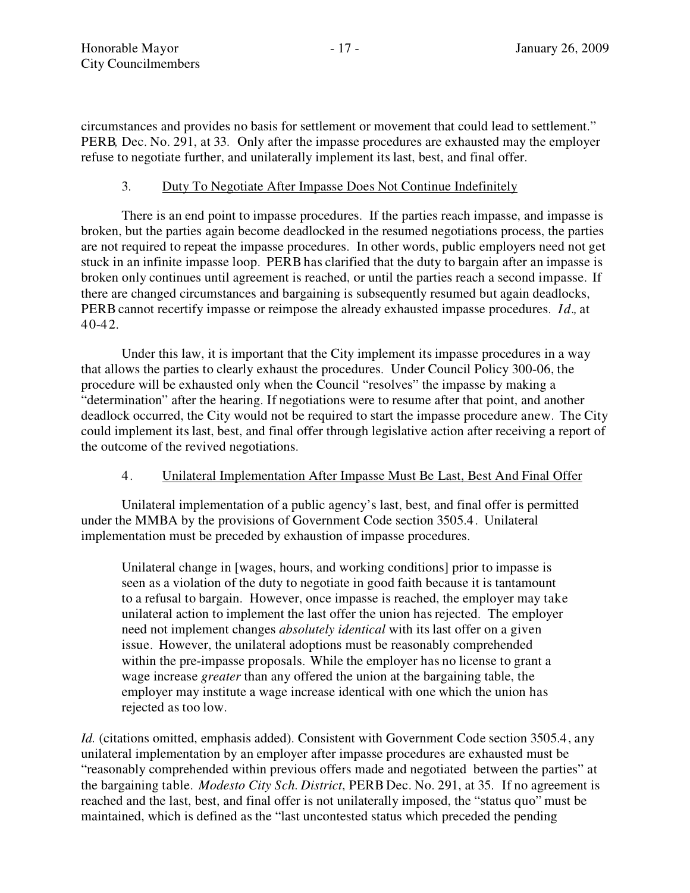circumstances and provides no basis for settlement or movement that could lead to settlement." PERB, Dec. No. 291, at 33. Only after the impasse procedures are exhausted may the employer refuse to negotiate further, and unilaterally implement its last, best, and final offer.

### 3. Duty To Negotiate After Impasse Does Not Continue Indefinitely

There is an end point to impasse procedures. If the parties reach impasse, and impasse is broken, but the parties again become deadlocked in the resumed negotiations process, the parties are not required to repeat the impasse procedures. In other words, public employers need not get stuck in an infinite impasse loop. PERB has clarified that the duty to bargain after an impasse is broken only continues until agreement is reached, or until the parties reach a second impasse. If there are changed circumstances and bargaining is subsequently resumed but again deadlocks, PERB cannot recertify impasse or reimpose the already exhausted impasse procedures. *Id.,* at 40-42.

Under this law, it is important that the City implement its impasse procedures in a way that allows the parties to clearly exhaust the procedures. Under Council Policy 300-06, the procedure will be exhausted only when the Council "resolves" the impasse by making a "determination" after the hearing. If negotiations were to resume after that point, and another deadlock occurred, the City would not be required to start the impasse procedure anew. The City could implement its last, best, and final offer through legislative action after receiving a report of the outcome of the revived negotiations.

### 4. Unilateral Implementation After Impasse Must Be Last, Best And Final Offer

Unilateral implementation of a public agency's last, best, and final offer is permitted under the MMBA by the provisions of Government Code section 3505.4. Unilateral implementation must be preceded by exhaustion of impasse procedures.

> Unilateral change in [wages, hours, and working conditions] prior to impasse is seen as a violation of the duty to negotiate in good faith because it is tantamount to a refusal to bargain. However, once impasse is reached, the employer may take unilateral action to implement the last offer the union has rejected. The employer need not implement changes *absolutely identical* with its last offer on a given issue. However, the unilateral adoptions must be reasonably comprehended within the pre-impasse proposals. While the employer has no license to grant a wage increase *greater* than any offered the union at the bargaining table, the employer may institute a wage increase identical with one which the union has rejected as too low.

*Id.* (citations omitted, emphasis added). Consistent with Government Code section 3505.4, any unilateral implementation by an employer after impasse procedures are exhausted must be "reasonably comprehended within previous offers made and negotiated between the parties" at the bargaining table. *Modesto City Sch. District*, PERB Dec. No. 291, at 35. If no agreement is reached and the last, best, and final offer is not unilaterally imposed, the "status quo" must be maintained, which is defined as the "last uncontested status which preceded the pending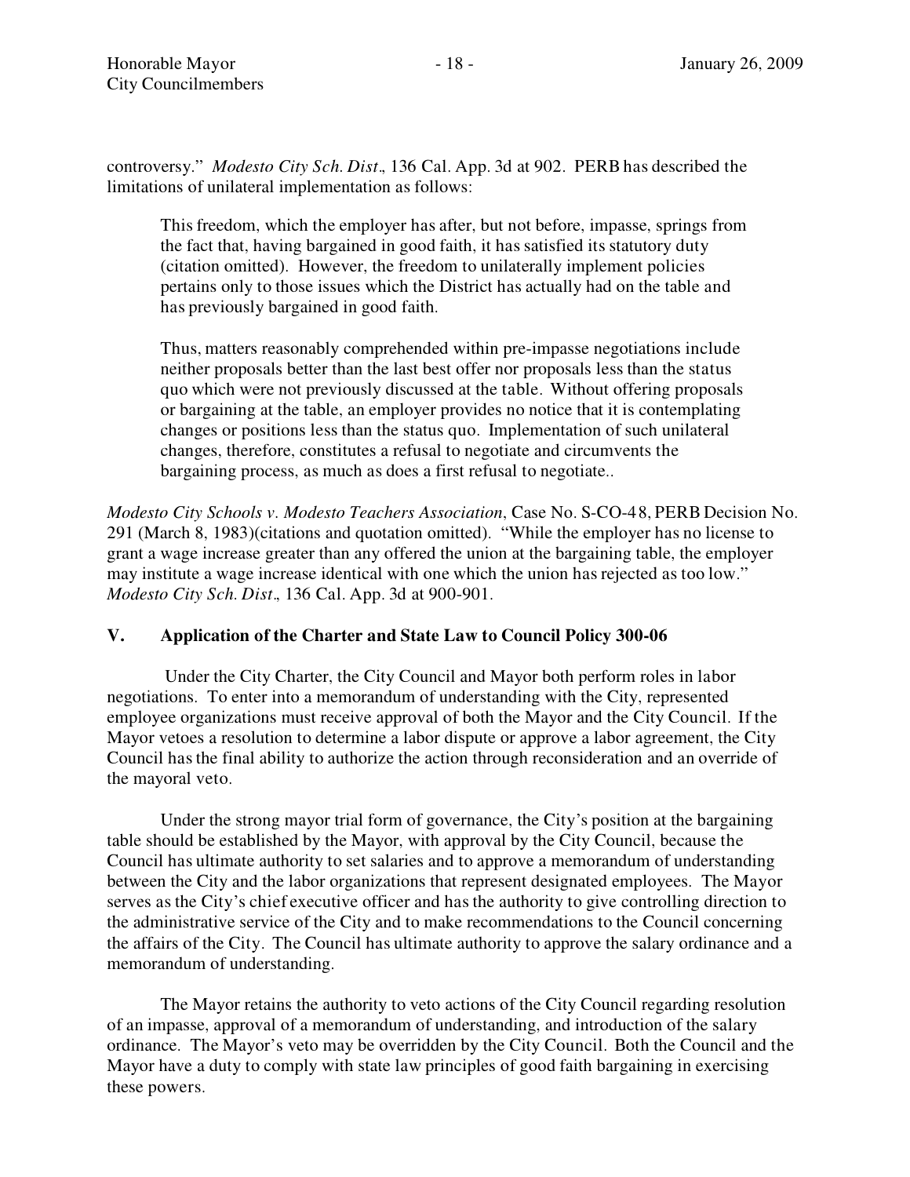controversy." *Modesto City Sch. Dist*., 136 Cal. App. 3d at 902. PERB has described the limitations of unilateral implementation as follows:

> This freedom, which the employer has after, but not before, impasse, springs from the fact that, having bargained in good faith, it has satisfied its statutory duty (citation omitted). However, the freedom to unilaterally implement policies pertains only to those issues which the District has actually had on the table and has previously bargained in good faith.
>
> Thus, matters reasonably comprehended within pre-impasse negotiations include neither proposals better than the last best offer nor proposals less than the status quo which were not previously discussed at the table. Without offering proposals or bargaining at the table, an employer provides no notice that it is contemplating changes or positions less than the status quo. Implementation of such unilateral changes, therefore, constitutes a refusal to negotiate and circumvents the bargaining process, as much as does a first refusal to negotiate..

*Modesto City Schools v. Modesto Teachers Association*, Case No. S-CO-48, PERB Decision No. 291 (March 8, 1983)(citations and quotation omitted). "While the employer has no license to grant a wage increase greater than any offered the union at the bargaining table, the employer may institute a wage increase identical with one which the union has rejected as too low." *Modesto City Sch. Dist*., 136 Cal. App. 3d at 900-901.

## V. Application of the Charter and State Law to Council Policy 300-06

Under the City Charter, the City Council and Mayor both perform roles in labor negotiations. To enter into a memorandum of understanding with the City, represented employee organizations must receive approval of both the Mayor and the City Council. If the Mayor vetoes a resolution to determine a labor dispute or approve a labor agreement, the City Council has the final ability to authorize the action through reconsideration and an override of the mayoral veto.

Under the strong mayor trial form of governance, the City's position at the bargaining table should be established by the Mayor, with approval by the City Council, because the Council has ultimate authority to set salaries and to approve a memorandum of understanding between the City and the labor organizations that represent designated employees. The Mayor serves as the City's chief executive officer and has the authority to give controlling direction to the administrative service of the City and to make recommendations to the Council concerning the affairs of the City. The Council has ultimate authority to approve the salary ordinance and a memorandum of understanding.

The Mayor retains the authority to veto actions of the City Council regarding resolution of an impasse, approval of a memorandum of understanding, and introduction of the salary ordinance. The Mayor's veto may be overridden by the City Council. Both the Council and the Mayor have a duty to comply with state law principles of good faith bargaining in exercising these powers.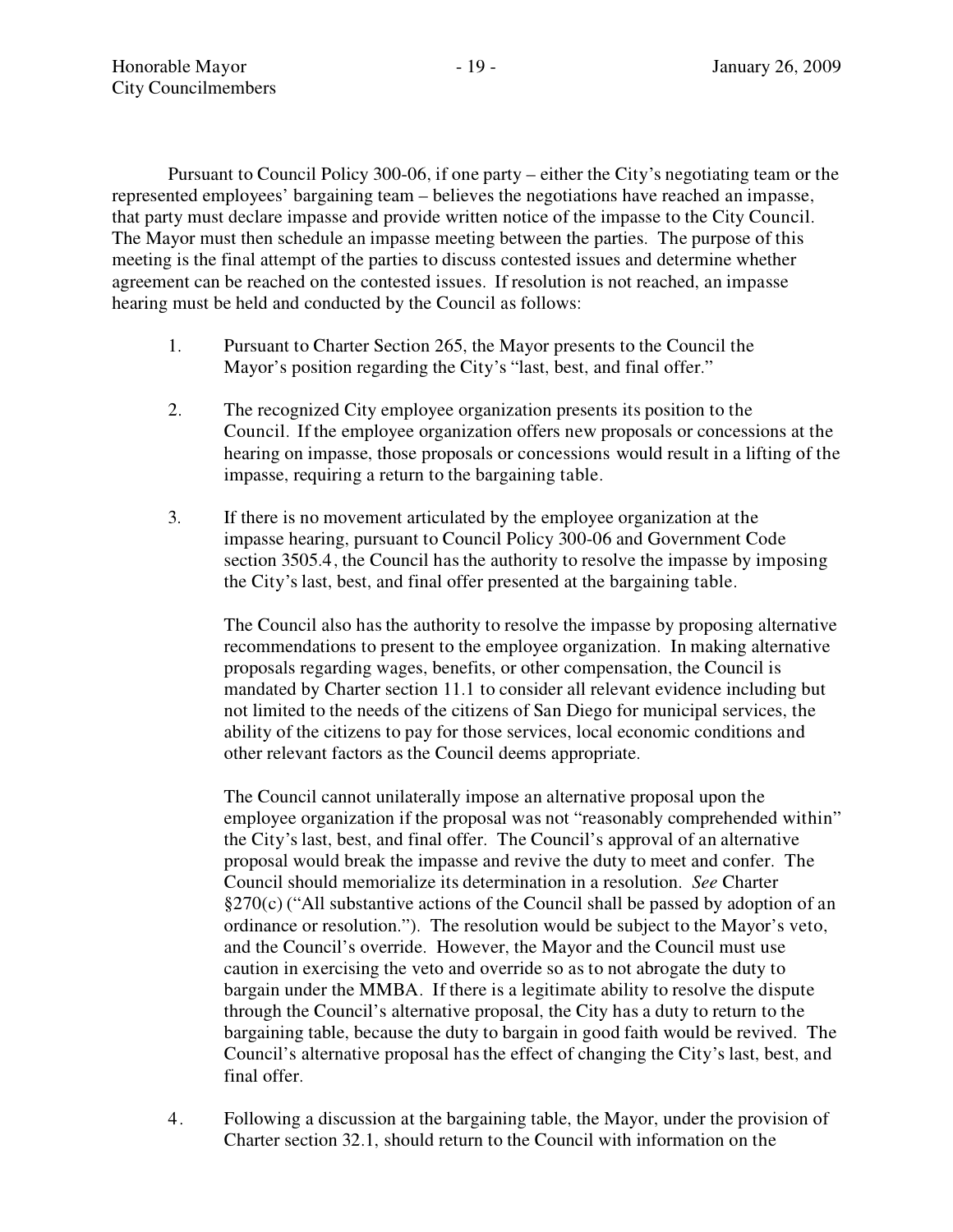Pursuant to Council Policy 300-06, if one party – either the City's negotiating team or the represented employees' bargaining team – believes the negotiations have reached an impasse, that party must declare impasse and provide written notice of the impasse to the City Council. The Mayor must then schedule an impasse meeting between the parties. The purpose of this meeting is the final attempt of the parties to discuss contested issues and determine whether agreement can be reached on the contested issues. If resolution is not reached, an impasse hearing must be held and conducted by the Council as follows:

1. Pursuant to Charter Section 265, the Mayor presents to the Council the Mayor's position regarding the City's "last, best, and final offer."

2. The recognized City employee organization presents its position to the Council. If the employee organization offers new proposals or concessions at the hearing on impasse, those proposals or concessions would result in a lifting of the impasse, requiring a return to the bargaining table.

3. If there is no movement articulated by the employee organization at the impasse hearing, pursuant to Council Policy 300-06 and Government Code section 3505.4, the Council has the authority to resolve the impasse by imposing the City's last, best, and final offer presented at the bargaining table.

   The Council also has the authority to resolve the impasse by proposing alternative recommendations to present to the employee organization. In making alternative proposals regarding wages, benefits, or other compensation, the Council is mandated by Charter section 11.1 to consider all relevant evidence including but not limited to the needs of the citizens of San Diego for municipal services, the ability of the citizens to pay for those services, local economic conditions and other relevant factors as the Council deems appropriate.

   The Council cannot unilaterally impose an alternative proposal upon the employee organization if the proposal was not "reasonably comprehended within" the City's last, best, and final offer. The Council's approval of an alternative proposal would break the impasse and revive the duty to meet and confer. The Council should memorialize its determination in a resolution. *See* Charter §270(c) ("All substantive actions of the Council shall be passed by adoption of an ordinance or resolution."). The resolution would be subject to the Mayor's veto, and the Council's override. However, the Mayor and the Council must use caution in exercising the veto and override so as to not abrogate the duty to bargain under the MMBA. If there is a legitimate ability to resolve the dispute through the Council's alternative proposal, the City has a duty to return to the bargaining table, because the duty to bargain in good faith would be revived. The Council's alternative proposal has the effect of changing the City's last, best, and final offer.

4. Following a discussion at the bargaining table, the Mayor, under the provision of Charter section 32.1, should return to the Council with information on the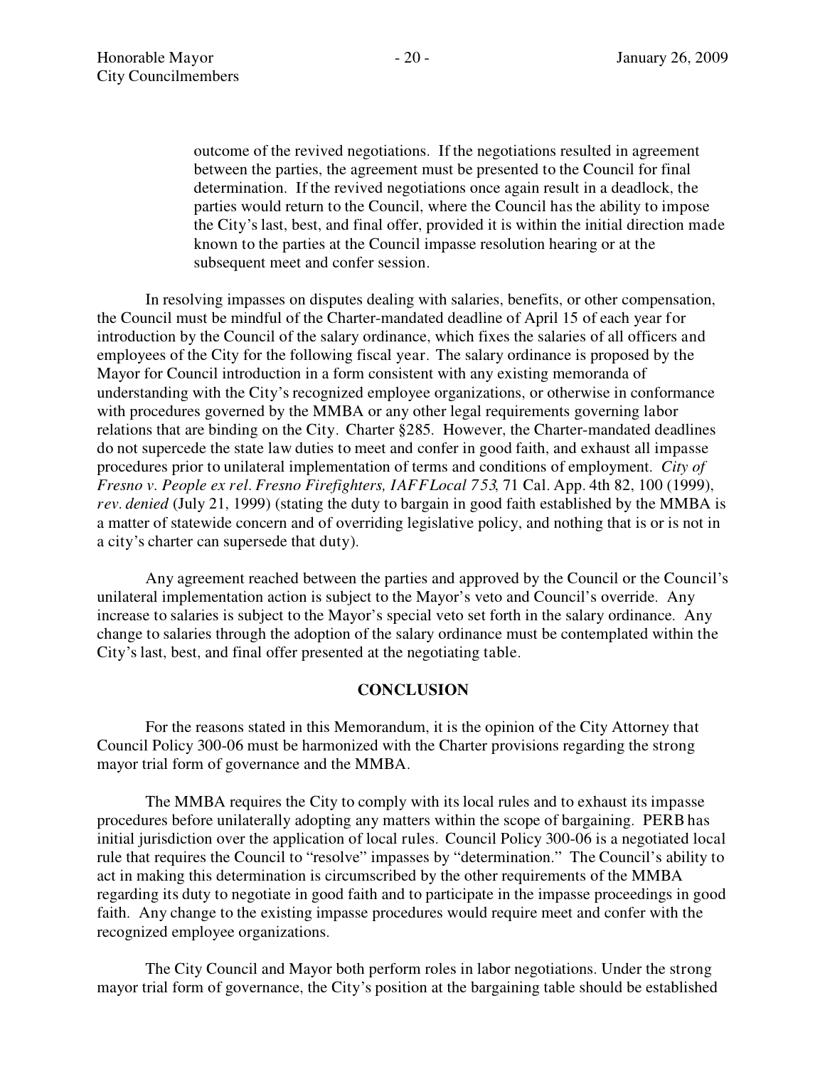> outcome of the revived negotiations. If the negotiations resulted in agreement between the parties, the agreement must be presented to the Council for final determination. If the revived negotiations once again result in a deadlock, the parties would return to the Council, where the Council has the ability to impose the City's last, best, and final offer, provided it is within the initial direction made known to the parties at the Council impasse resolution hearing or at the subsequent meet and confer session.

In resolving impasses on disputes dealing with salaries, benefits, or other compensation, the Council must be mindful of the Charter-mandated deadline of April 15 of each year for introduction by the Council of the salary ordinance, which fixes the salaries of all officers and employees of the City for the following fiscal year. The salary ordinance is proposed by the Mayor for Council introduction in a form consistent with any existing memoranda of understanding with the City's recognized employee organizations, or otherwise in conformance with procedures governed by the MMBA or any other legal requirements governing labor relations that are binding on the City. Charter §285. However, the Charter-mandated deadlines do not supercede the state law duties to meet and confer in good faith, and exhaust all impasse procedures prior to unilateral implementation of terms and conditions of employment. *City of Fresno v. People ex rel. Fresno Firefighters, IAFF Local 753*, 71 Cal. App. 4th 82, 100 (1999), *rev. denied* (July 21, 1999) (stating the duty to bargain in good faith established by the MMBA is a matter of statewide concern and of overriding legislative policy, and nothing that is or is not in a city's charter can supersede that duty).

Any agreement reached between the parties and approved by the Council or the Council's unilateral implementation action is subject to the Mayor's veto and Council's override. Any increase to salaries is subject to the Mayor's special veto set forth in the salary ordinance. Any change to salaries through the adoption of the salary ordinance must be contemplated within the City's last, best, and final offer presented at the negotiating table.

## CONCLUSION

For the reasons stated in this Memorandum, it is the opinion of the City Attorney that Council Policy 300-06 must be harmonized with the Charter provisions regarding the strong mayor trial form of governance and the MMBA.

The MMBA requires the City to comply with its local rules and to exhaust its impasse procedures before unilaterally adopting any matters within the scope of bargaining. PERB has initial jurisdiction over the application of local rules. Council Policy 300-06 is a negotiated local rule that requires the Council to "resolve" impasses by "determination." The Council's ability to act in making this determination is circumscribed by the other requirements of the MMBA regarding its duty to negotiate in good faith and to participate in the impasse proceedings in good faith. Any change to the existing impasse procedures would require meet and confer with the recognized employee organizations.

The City Council and Mayor both perform roles in labor negotiations. Under the strong mayor trial form of governance, the City's position at the bargaining table should be established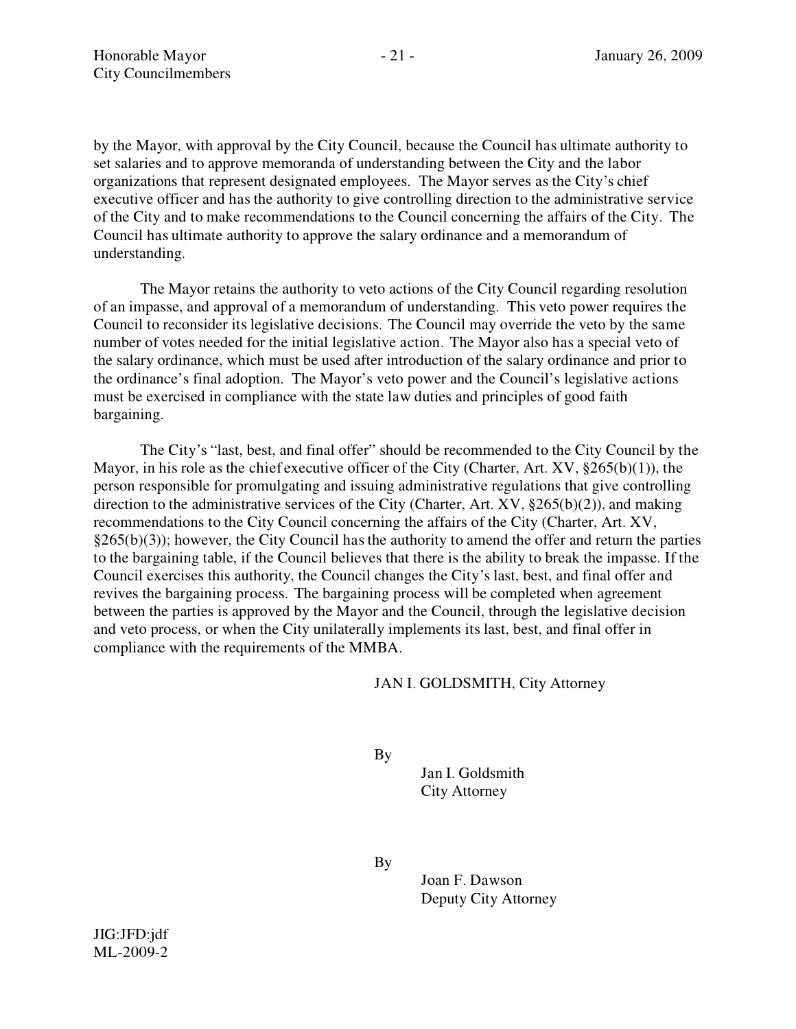by the Mayor, with approval by the City Council, because the Council has ultimate authority to set salaries and to approve memoranda of understanding between the City and the labor organizations that represent designated employees. The Mayor serves as the City's chief executive officer and has the authority to give controlling direction to the administrative service of the City and to make recommendations to the Council concerning the affairs of the City. The Council has ultimate authority to approve the salary ordinance and a memorandum of understanding.

The Mayor retains the authority to veto actions of the City Council regarding resolution of an impasse, and approval of a memorandum of understanding. This veto power requires the Council to reconsider its legislative decisions. The Council may override the veto by the same number of votes needed for the initial legislative action. The Mayor also has a special veto of the salary ordinance, which must be used after introduction of the salary ordinance and prior to the ordinance's final adoption. The Mayor's veto power and the Council's legislative actions must be exercised in compliance with the state law duties and principles of good faith bargaining.

The City's "last, best, and final offer" should be recommended to the City Council by the Mayor, in his role as the chief executive officer of the City (Charter, Art. XV, §265(b)(1)), the person responsible for promulgating and issuing administrative regulations that give controlling direction to the administrative services of the City (Charter, Art. XV, §265(b)(2)), and making recommendations to the City Council concerning the affairs of the City (Charter, Art. XV, §265(b)(3)); however, the City Council has the authority to amend the offer and return the parties to the bargaining table, if the Council believes that there is the ability to break the impasse. If the Council exercises this authority, the Council changes the City's last, best, and final offer and revives the bargaining process. The bargaining process will be completed when agreement between the parties is approved by the Mayor and the Council, through the legislative decision and veto process, or when the City unilaterally implements its last, best, and final offer in compliance with the requirements of the MMBA.

JAN I. GOLDSMITH, City Attorney

By
Jan I. Goldsmith
City Attorney

By
Joan F. Dawson
Deputy City Attorney

JIG:JFD:jdf
ML-2009-2